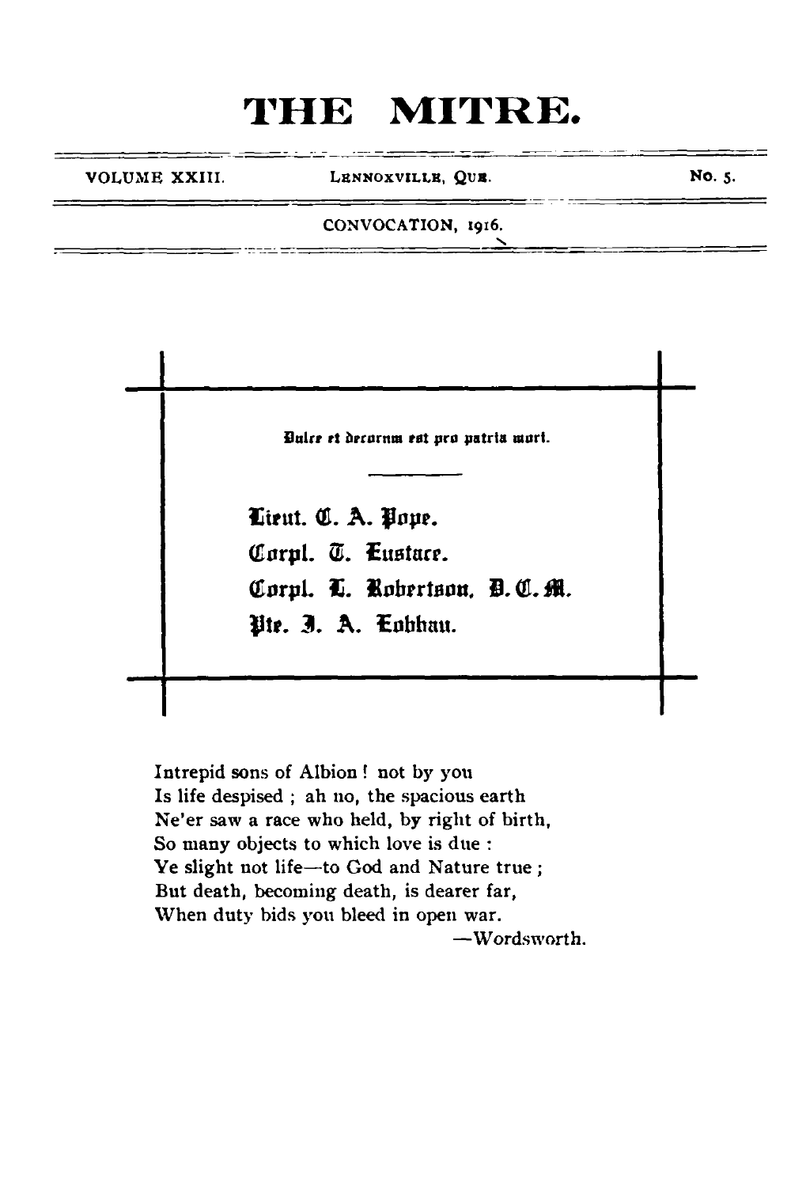# THE MITRE.

VOLUME XXIII. | LENNOXVILLE, QUE. | No. 5.

CONVOCATION, 1916.

---

Dulce et decorum est pro patria mori.

---

Lieut. C. A. Pope.

Corpl. T. Eustace.

Corpl. L. Robertson, D.C.M.

Pte. J. A. Lobban.

---

Intrepid sons of Albion ! not by you
Is life despised ; ah no, the spacious earth
Ne'er saw a race who held, by right of birth,
So many objects to which love is due :
Ye slight not life—to God and Nature true ;
But death, becoming death, is dearer far,
When duty bids you bleed in open war.

—Wordsworth.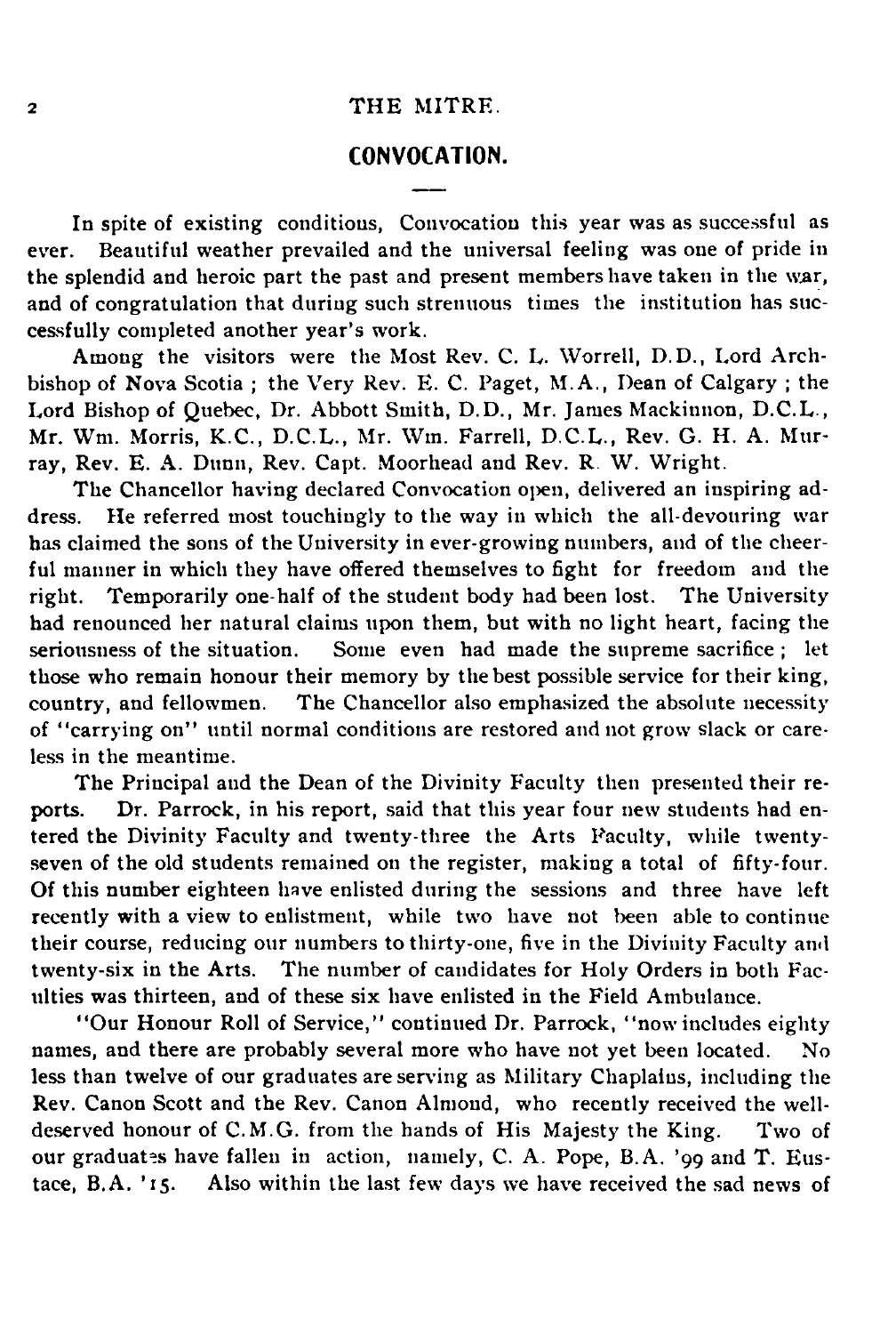## CONVOCATION.

In spite of existing conditions, Convocation this year was as successful as ever. Beautiful weather prevailed and the universal feeling was one of pride in the splendid and heroic part the past and present members have taken in the war, and of congratulation that during such strenuous times the institution has successfully completed another year's work.

Among the visitors were the Most Rev. C. L. Worrell, D.D., Lord Archbishop of Nova Scotia ; the Very Rev. E. C. Paget, M.A., Dean of Calgary ; the Lord Bishop of Quebec, Dr. Abbott Smith, D.D., Mr. James Mackinnon, D.C.L., Mr. Wm. Morris, K.C., D.C.L., Mr. Wm. Farrell, D.C.L., Rev. G. H. A. Murray, Rev. E. A. Dunn, Rev. Capt. Moorhead and Rev. R. W. Wright.

The Chancellor having declared Convocation open, delivered an inspiring address. He referred most touchingly to the way in which the all-devouring war has claimed the sons of the University in ever-growing numbers, and of the cheerful manner in which they have offered themselves to fight for freedom and the right. Temporarily one-half of the student body had been lost. The University had renounced her natural claims upon them, but with no light heart, facing the seriousness of the situation. Some even had made the supreme sacrifice ; let those who remain honour their memory by the best possible service for their king, country, and fellowmen. The Chancellor also emphasized the absolute necessity of "carrying on" until normal conditions are restored and not grow slack or careless in the meantime.

The Principal and the Dean of the Divinity Faculty then presented their reports. Dr. Parrock, in his report, said that this year four new students had entered the Divinity Faculty and twenty-three the Arts Faculty, while twenty-seven of the old students remained on the register, making a total of fifty-four. Of this number eighteen have enlisted during the sessions and three have left recently with a view to enlistment, while two have not been able to continue their course, reducing our numbers to thirty-one, five in the Divinity Faculty and twenty-six in the Arts. The number of candidates for Holy Orders in both Faculties was thirteen, and of these six have enlisted in the Field Ambulance.

"Our Honour Roll of Service," continued Dr. Parrock, "now includes eighty names, and there are probably several more who have not yet been located. No less than twelve of our graduates are serving as Military Chaplains, including the Rev. Canon Scott and the Rev. Canon Almond, who recently received the well-deserved honour of C.M.G. from the hands of His Majesty the King. Two of our graduates have fallen in action, namely, C. A. Pope, B.A. '99 and T. Eustace, B.A. '15. Also within the last few days we have received the sad news of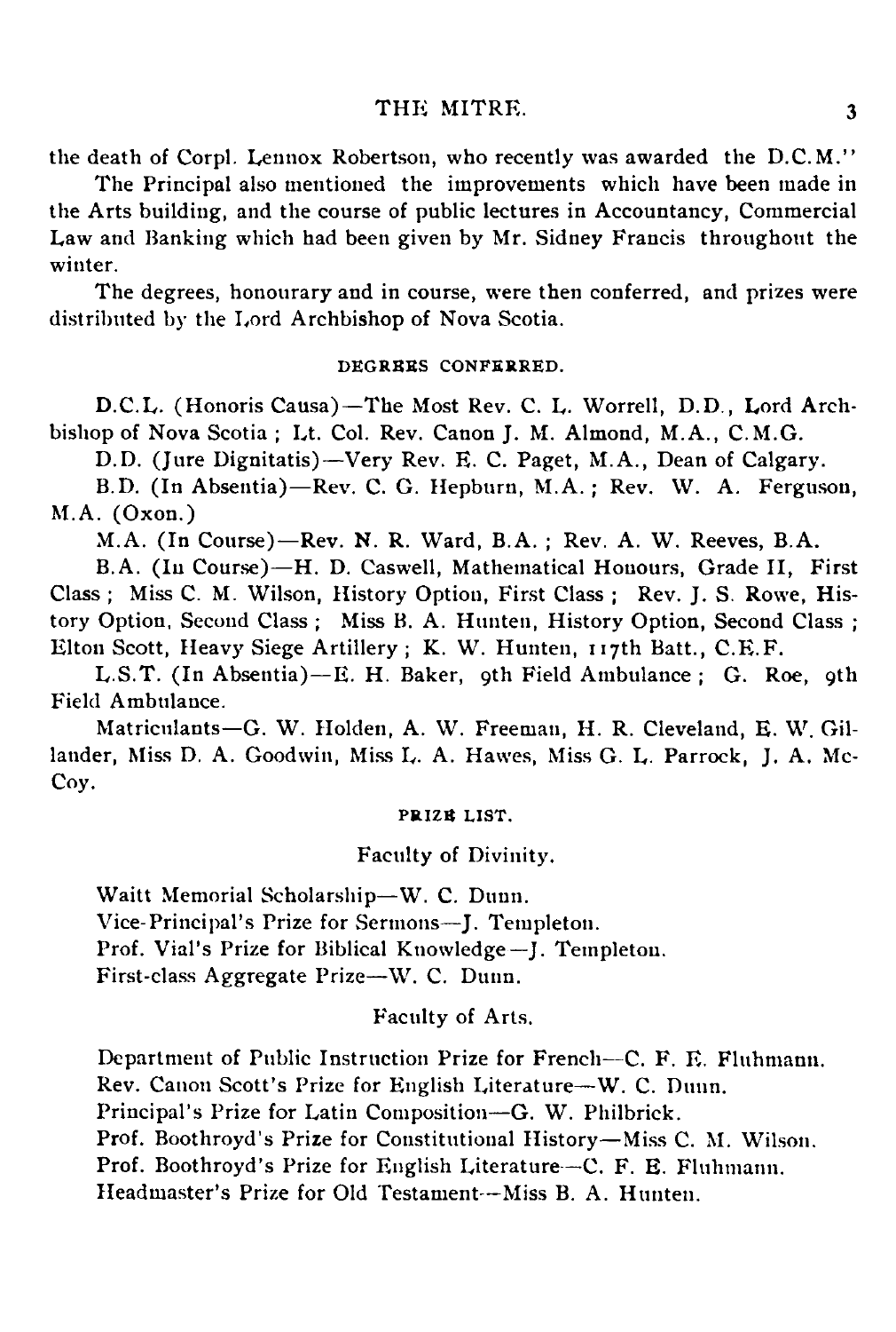the death of Corpl. Lennox Robertson, who recently was awarded the D.C.M."

The Principal also mentioned the improvements which have been made in the Arts building, and the course of public lectures in Accountancy, Commercial Law and Banking which had been given by Mr. Sidney Francis throughout the winter.

The degrees, honourary and in course, were then conferred, and prizes were distributed by the Lord Archbishop of Nova Scotia.

### DEGREES CONFERRED.

D.C.L. (Honoris Causa)—The Most Rev. C. L. Worrell, D.D., Lord Archbishop of Nova Scotia; Lt. Col. Rev. Canon J. M. Almond, M.A., C.M.G.

D.D. (Jure Dignitatis)—Very Rev. E. C. Paget, M.A., Dean of Calgary.

B.D. (In Absentia)—Rev. C. G. Hepburn, M.A.; Rev. W. A. Ferguson, M.A. (Oxon.)

M.A. (In Course)—Rev. N. R. Ward, B.A.; Rev. A. W. Reeves, B.A.

B.A. (In Course)—H. D. Caswell, Mathematical Honours, Grade II, First Class; Miss C. M. Wilson, History Option, First Class; Rev. J. S. Rowe, History Option, Second Class; Miss B. A. Hunten, History Option, Second Class; Elton Scott, Heavy Siege Artillery; K. W. Hunten, 117th Batt., C.E.F.

L.S.T. (In Absentia)—E. H. Baker, 9th Field Ambulance; G. Roe, 9th Field Ambulance.

Matriculants—G. W. Holden, A. W. Freeman, H. R. Cleveland, E. W. Gillander, Miss D. A. Goodwin, Miss L. A. Hawes, Miss G. L. Parrock, J. A. McCoy.

### PRIZE LIST.

#### Faculty of Divinity.

Waitt Memorial Scholarship—W. C. Dunn.
Vice-Principal's Prize for Sermons—J. Templeton.
Prof. Vial's Prize for Biblical Knowledge—J. Templeton.
First-class Aggregate Prize—W. C. Dunn.

#### Faculty of Arts.

Department of Public Instruction Prize for French—C. F. E. Fluhmann.
Rev. Canon Scott's Prize for English Literature—W. C. Dunn.
Principal's Prize for Latin Composition—G. W. Philbrick.
Prof. Boothroyd's Prize for Constitutional History—Miss C. M. Wilson.
Prof. Boothroyd's Prize for English Literature—C. F. E. Fluhmann.
Headmaster's Prize for Old Testament—Miss B. A. Hunten.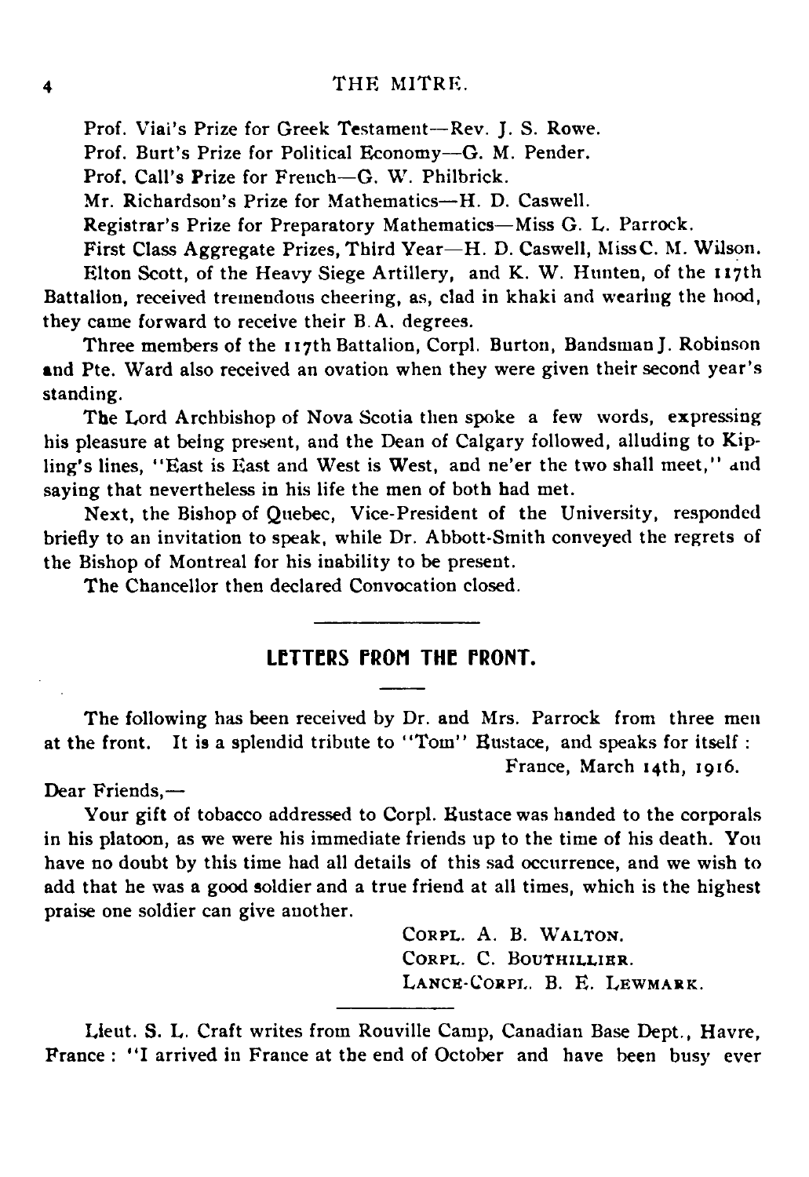Prof. Viai's Prize for Greek Testament—Rev. J. S. Rowe.

Prof. Burt's Prize for Political Economy—G. M. Pender.

Prof. Call's Prize for French—G. W. Philbrick.

Mr. Richardson's Prize for Mathematics—H. D. Caswell.

Registrar's Prize for Preparatory Mathematics—Miss G. L. Parrock.

First Class Aggregate Prizes, Third Year—H. D. Caswell, Miss C. M. Wilson.

Elton Scott, of the Heavy Siege Artillery, and K. W. Hunten, of the 117th Battalion, received tremendous cheering, as, clad in khaki and wearing the hood, they came forward to receive their B. A. degrees.

Three members of the 117th Battalion, Corpl. Burton, Bandsman J. Robinson and Pte. Ward also received an ovation when they were given their second year's standing.

The Lord Archbishop of Nova Scotia then spoke a few words, expressing his pleasure at being present, and the Dean of Calgary followed, alluding to Kipling's lines, "East is East and West is West, and ne'er the two shall meet," and saying that nevertheless in his life the men of both had met.

Next, the Bishop of Quebec, Vice-President of the University, responded briefly to an invitation to speak, while Dr. Abbott-Smith conveyed the regrets of the Bishop of Montreal for his inability to be present.

The Chancellor then declared Convocation closed.

---

## LETTERS FROM THE FRONT.

The following has been received by Dr. and Mrs. Parrock from three men at the front. It is a splendid tribute to "Tom" Eustace, and speaks for itself :

France, March 14th, 1916.

Dear Friends,—

Your gift of tobacco addressed to Corpl. Eustace was handed to the corporals in his platoon, as we were his immediate friends up to the time of his death. You have no doubt by this time had all details of this sad occurrence, and we wish to add that he was a good soldier and a true friend at all times, which is the highest praise one soldier can give another.

Corpl. A. B. Walton.
Corpl. C. Bouthillier.
Lance-Corpl. B. E. Lewmark.

---

Lieut. S. L. Craft writes from Rouville Camp, Canadian Base Dept., Havre, France : "I arrived in France at the end of October and have been busy ever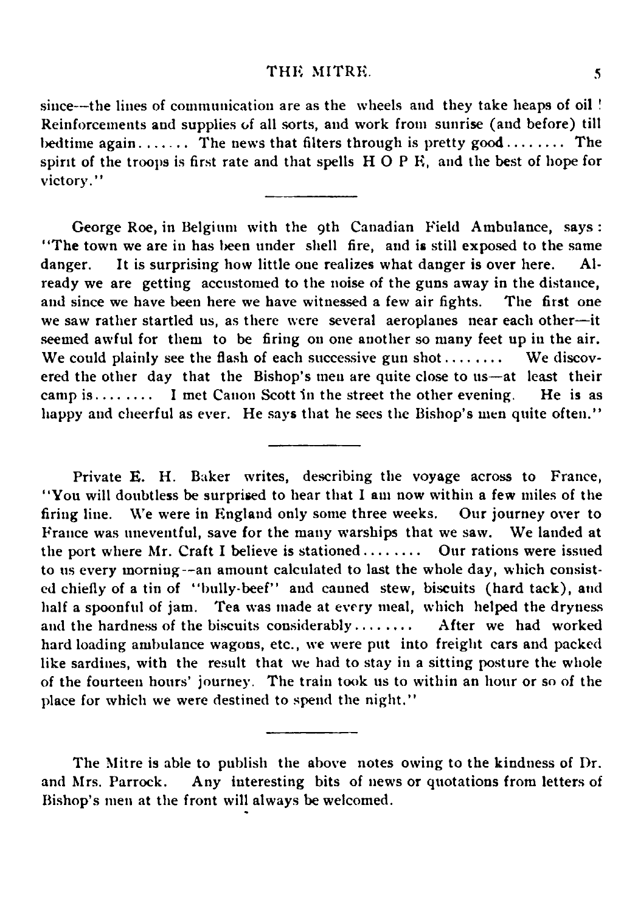since—the lines of communication are as the wheels and they take heaps of oil! Reinforcements and supplies of all sorts, and work from sunrise (and before) till bedtime again....... The news that filters through is pretty good........ The spirit of the troops is first rate and that spells H O P E, and the best of hope for victory."

---

George Roe, in Belgium with the 9th Canadian Field Ambulance, says: "The town we are in has been under shell fire, and is still exposed to the same danger. It is surprising how little one realizes what danger is over here. Already we are getting accustomed to the noise of the guns away in the distance, and since we have been here we have witnessed a few air fights. The first one we saw rather startled us, as there were several aeroplanes near each other—it seemed awful for them to be firing on one another so many feet up in the air. We could plainly see the flash of each successive gun shot........ We discovered the other day that the Bishop's men are quite close to us—at least their camp is........ I met Canon Scott in the street the other evening. He is as happy and cheerful as ever. He says that he sees the Bishop's men quite often."

---

Private E. H. Baker writes, describing the voyage across to France, "You will doubtless be surprised to hear that I am now within a few miles of the firing line. We were in England only some three weeks. Our journey over to France was uneventful, save for the many warships that we saw. We landed at the port where Mr. Craft I believe is stationed........ Our rations were issued to us every morning—an amount calculated to last the whole day, which consisted chiefly of a tin of "bully-beef" and canned stew, biscuits (hard tack), and half a spoonful of jam. Tea was made at every meal, which helped the dryness and the hardness of the biscuits considerably........ After we had worked hard loading ambulance wagons, etc., we were put into freight cars and packed like sardines, with the result that we had to stay in a sitting posture the whole of the fourteen hours' journey. The train took us to within an hour or so of the place for which we were destined to spend the night."

---

The Mitre is able to publish the above notes owing to the kindness of Dr. and Mrs. Parrock. Any interesting bits of news or quotations from letters of Bishop's men at the front will always be welcomed.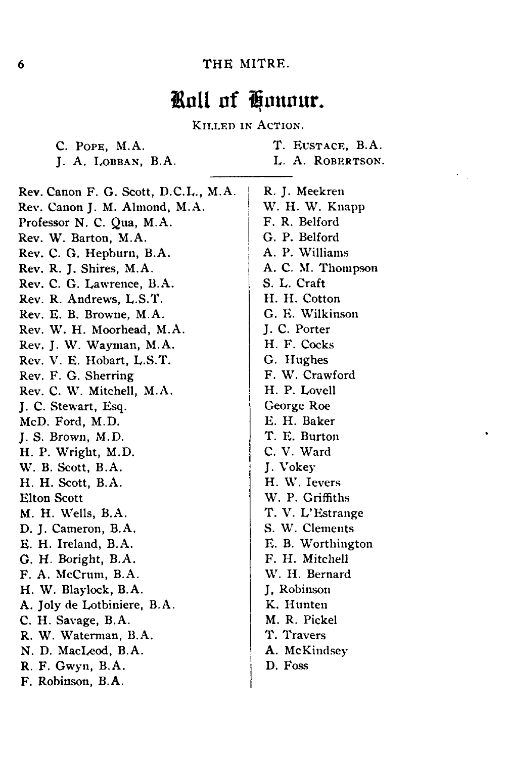# Roll of Honour.

KILLED IN ACTION.

C. POPE, M.A.
J. A. LOBBAN, B.A.
T. EUSTACE, B.A.
L. A. ROBERTSON.

---

Rev. Canon F. G. Scott, D.C.L., M.A.
Rev. Canon J. M. Almond, M.A.
Professor N. C. Qua, M.A.
Rev. W. Barton, M.A.
Rev. C. G. Hepburn, B.A.
Rev. R. J. Shires, M.A.
Rev. C. G. Lawrence, B.A.
Rev. R. Andrews, L.S.T.
Rev. E. B. Browne, M.A.
Rev. W. H. Moorhead, M.A.
Rev. J. W. Wayman, M.A.
Rev. V. E. Hobart, L.S.T.
Rev. F. G. Sherring
Rev. C. W. Mitchell, M.A.
J. C. Stewart, Esq.
McD. Ford, M.D.
J. S. Brown, M.D.
H. P. Wright, M.D.
W. B. Scott, B.A.
H. H. Scott, B.A.
Elton Scott
M. H. Wells, B.A.
D. J. Cameron, B.A.
E. H. Ireland, B.A.
G. H. Boright, B.A.
F. A. McCrum, B.A.
H. W. Blaylock, B.A.
A. Joly de Lotbiniere, B.A.
C. H. Savage, B.A.
R. W. Waterman, B.A.
N. D. MacLeod, B.A.
R. F. Gwyn, B.A.
F. Robinson, B.A.
R. J. Meekren
W. H. W. Knapp
F. R. Belford
G. P. Belford
A. P. Williams
A. C. M. Thompson
S. L. Craft
H. H. Cotton
G. E. Wilkinson
J. C. Porter
H. F. Cocks
G. Hughes
F. W. Crawford
H. P. Lovell
George Roe
E. H. Baker
T. E. Burton
C. V. Ward
J. Vokey
H. W. Ievers
W. P. Griffiths
T. V. L'Estrange
S. W. Clements
E. B. Worthington
F. H. Mitchell
W. H. Bernard
J, Robinson
K. Hunten
M. R. Pickel
T. Travers
A. McKindsey
D. Foss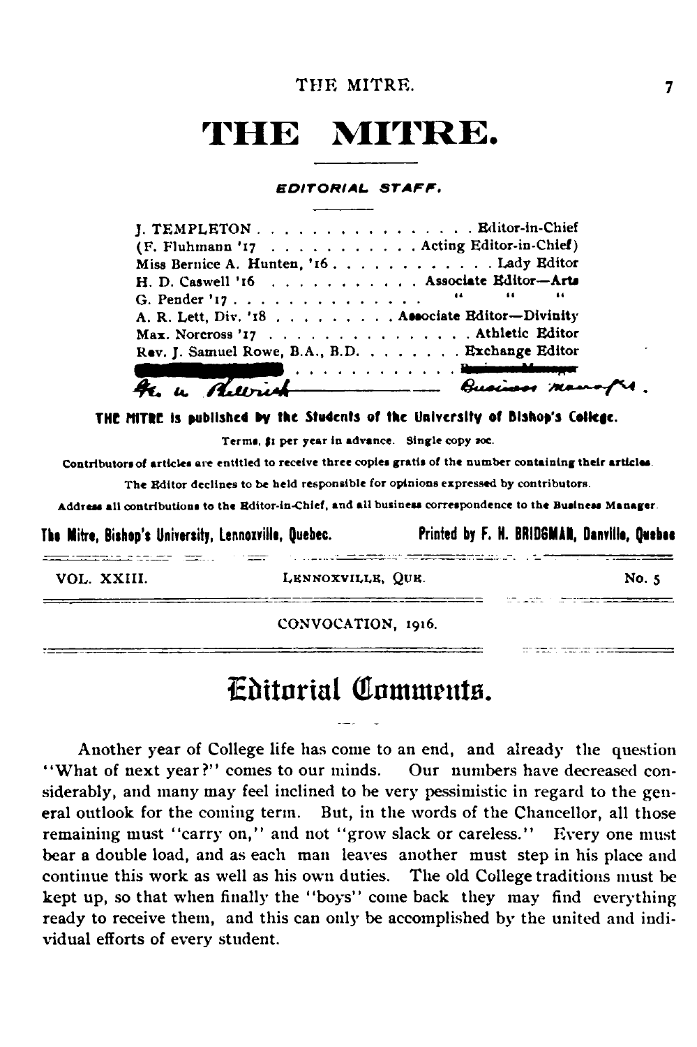# THE MITRE.

## EDITORIAL STAFF.

| | |
|---|---|
| J. TEMPLETON | Editor-in-Chief |
| (F. Fluhmann '17 | Acting Editor-in-Chief) |
| Miss Bernice A. Hunten, '16 | Lady Editor |
| H. D. Caswell '16 | Associate Editor—Arts |
| G. Pender '17 | " " " |
| A. R. Lett, Div. '18 | Associate Editor—Divinity |
| Max. Norcross '17 | Athletic Editor |
| Rev. J. Samuel Rowe, B.A., B.D. | Exchange Editor |
| ~~Business Manager~~ | |
| G. W. Aldrich | Business Manager. |

**THE MITRE is published by the Students of the University of Bishop's College.**

Terms, $1 per year in advance. Single copy 20c.

Contributors of articles are entitled to receive three copies gratis of the number containing their articles.

The Editor declines to be held responsible for opinions expressed by contributors.

Address all contributions to the Editor-in-Chief, and all business correspondence to the Business Manager.

**The Mitre, Bishop's University, Lennoxville, Quebec.** **Printed by F. H. BRIDGMAN, Danville, Quebec**

VOL. XXIII. LENNOXVILLE, QUE. No. 5

CONVOCATION, 1916.

# Editorial Comments.

Another year of College life has come to an end, and already the question "What of next year?" comes to our minds. Our numbers have decreased considerably, and many may feel inclined to be very pessimistic in regard to the general outlook for the coming term. But, in the words of the Chancellor, all those remaining must "carry on," and not "grow slack or careless." Every one must bear a double load, and as each man leaves another must step in his place and continue this work as well as his own duties. The old College traditions must be kept up, so that when finally the "boys" come back they may find everything ready to receive them, and this can only be accomplished by the united and individual efforts of every student.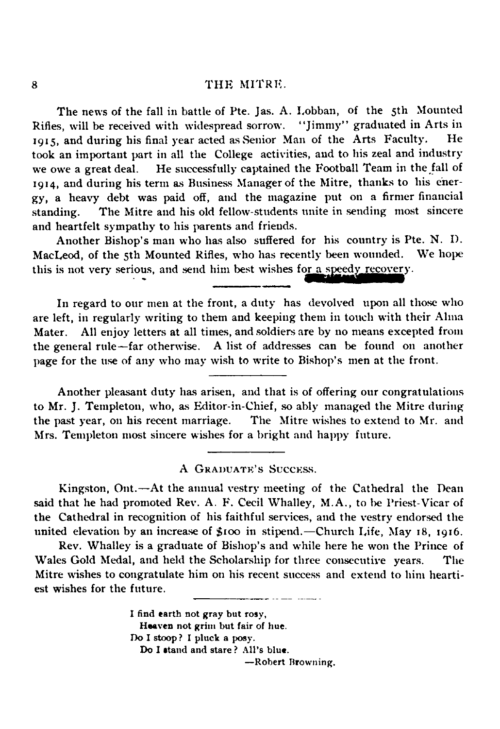The news of the fall in battle of Pte. Jas. A. Lobban, of the 5th Mounted Rifles, will be received with widespread sorrow. "Jimmy" graduated in Arts in 1915, and during his final year acted as Senior Man of the Arts Faculty. He took an important part in all the College activities, and to his zeal and industry we owe a great deal. He successfully captained the Football Team in the fall of 1914, and during his term as Business Manager of the Mitre, thanks to his energy, a heavy debt was paid off, and the magazine put on a firmer financial standing. The Mitre and his old fellow-students unite in sending most sincere and heartfelt sympathy to his parents and friends.

Another Bishop's man who has also suffered for his country is Pte. N. D. MacLeod, of the 5th Mounted Rifles, who has recently been wounded. We hope this is not very serious, and send him best wishes for a speedy recovery.

---

In regard to our men at the front, a duty has devolved upon all those who are left, in regularly writing to them and keeping them in touch with their Alma Mater. All enjoy letters at all times, and soldiers are by no means excepted from the general rule—far otherwise. A list of addresses can be found on another page for the use of any who may wish to write to Bishop's men at the front.

---

Another pleasant duty has arisen, and that is of offering our congratulations to Mr. J. Templeton, who, as Editor-in-Chief, so ably managed the Mitre during the past year, on his recent marriage. The Mitre wishes to extend to Mr. and Mrs. Templeton most sincere wishes for a bright and happy future.

---

### A Graduate's Success.

Kingston, Ont.—At the annual vestry meeting of the Cathedral the Dean said that he had promoted Rev. A. F. Cecil Whalley, M.A., to be Priest-Vicar of the Cathedral in recognition of his faithful services, and the vestry endorsed the united elevation by an increase of $100 in stipend.—Church Life, May 18, 1916.

Rev. Whalley is a graduate of Bishop's and while here he won the Prince of Wales Gold Medal, and held the Scholarship for three consecutive years. The Mitre wishes to congratulate him on his recent success and extend to him heartiest wishes for the future.

---

I find earth not gray but rosy,
  Heaven not grim but fair of hue.
Do I stoop? I pluck a posy.
  Do I stand and stare? All's blue.

—Robert Browning.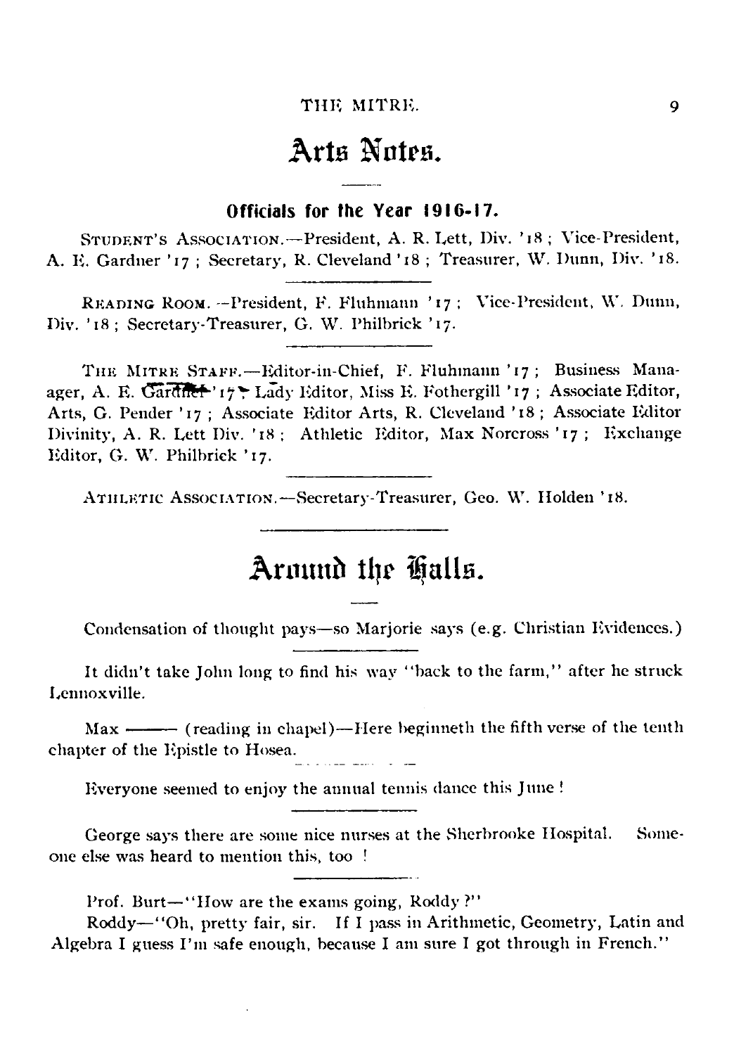# Arts Notes.

### Officials for the Year 1916-17.

STUDENT'S ASSOCIATION.—President, A. R. Lett, Div. '18; Vice-President, A. E. Gardner '17; Secretary, R. Cleveland '18; Treasurer, W. Dunn, Div. '18.

---

READING ROOM.—President, F. Fluhmann '17; Vice-President, W. Dunn, Div. '18; Secretary-Treasurer, G. W. Philbrick '17.

---

THE MITRE STAFF.—Editor-in-Chief, F. Fluhmann '17; Business Manaager, A. E. Gardner '17; Lady Editor, Miss E. Fothergill '17; Associate Editor, Arts, G. Pender '17; Associate Editor Arts, R. Cleveland '18; Associate Editor Divinity, A. R. Lett Div. '18; Athletic Editor, Max Norcross '17; Exchange Editor, G. W. Philbrick '17.

---

ATHLETIC ASSOCIATION.—Secretary-Treasurer, Geo. W. Holden '18.

---

# Around the Halls.

Condensation of thought pays—so Marjorie says (e.g. Christian Evidences.)

---

It didn't take John long to find his way "back to the farm," after he struck Lennoxville.

Max ——— (reading in chapel)—Here beginneth the fifth verse of the tenth chapter of the Epistle to Hosea.

---

Everyone seemed to enjoy the annual tennis dance this June!

---

George says there are some nice nurses at the Sherbrooke Hospital. Someone else was heard to mention this, too!

---

Prof. Burt—"How are the exams going, Roddy?"

Roddy—"Oh, pretty fair, sir. If I pass in Arithmetic, Geometry, Latin and Algebra I guess I'm safe enough, because I am sure I got through in French."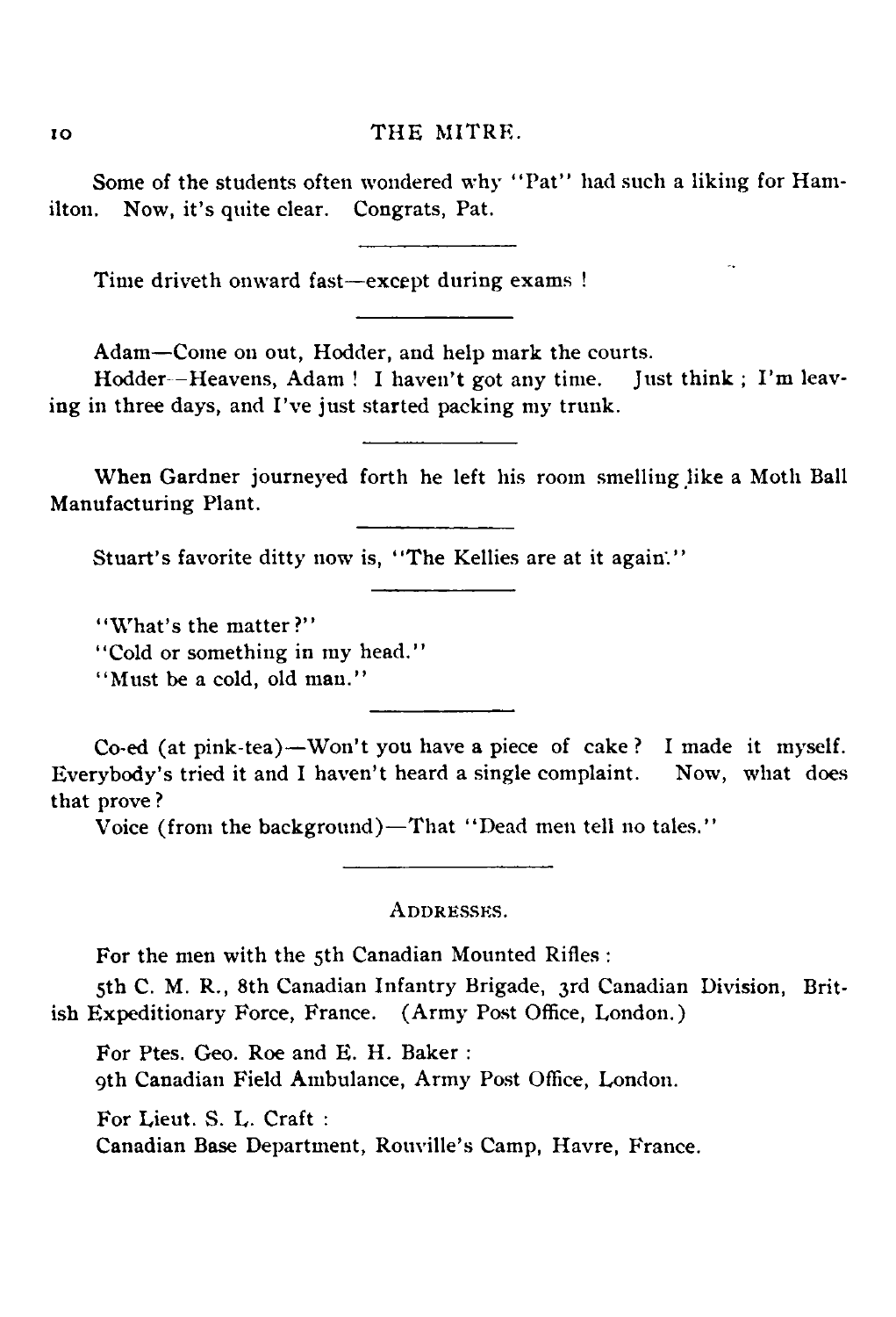Some of the students often wondered why "Pat" had such a liking for Hamilton. Now, it's quite clear. Congrats, Pat.

---

Time driveth onward fast—except during exams !

---

Adam—Come on out, Hodder, and help mark the courts.

Hodder—Heavens, Adam ! I haven't got any time. Just think ; I'm leaving in three days, and I've just started packing my trunk.

---

When Gardner journeyed forth he left his room smelling like a Moth Ball Manufacturing Plant.

---

Stuart's favorite ditty now is, "The Kellies are at it again."

---

"What's the matter?"

"Cold or something in my head."

"Must be a cold, old man."

---

Co-ed (at pink-tea)—Won't you have a piece of cake? I made it myself. Everybody's tried it and I haven't heard a single complaint. Now, what does that prove?

Voice (from the background)—That "Dead men tell no tales."

---

ADDRESSES.

For the men with the 5th Canadian Mounted Rifles :

5th C. M. R., 8th Canadian Infantry Brigade, 3rd Canadian Division, British Expeditionary Force, France. (Army Post Office, London.)

For Ptes. Geo. Roe and E. H. Baker :

9th Canadian Field Ambulance, Army Post Office, London.

For Lieut. S. L. Craft :

Canadian Base Department, Rouville's Camp, Havre, France.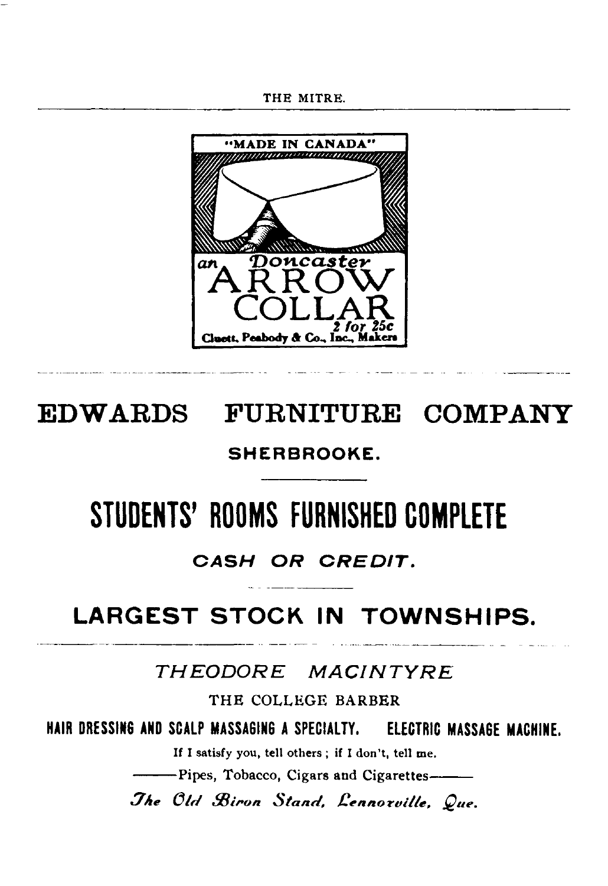"MADE IN CANADA"

an Doncaster

ARROW COLLAR

2 for 25c

Cluett, Peabody & Co., Inc., Makers

---

# EDWARDS FURNITURE COMPANY

**SHERBROOKE.**

# STUDENTS' ROOMS FURNISHED COMPLETE

***CASH OR CREDIT.***

## LARGEST STOCK IN TOWNSHIPS.

---

*THEODORE MACINTYRE*

THE COLLEGE BARBER

**HAIR DRESSING AND SCALP MASSAGING A SPECIALTY. ELECTRIC MASSAGE MACHINE.**

If I satisfy you, tell others ; if I don't, tell me.

——Pipes, Tobacco, Cigars and Cigarettes——

*The Old Biron Stand, Lennoxville, Que.*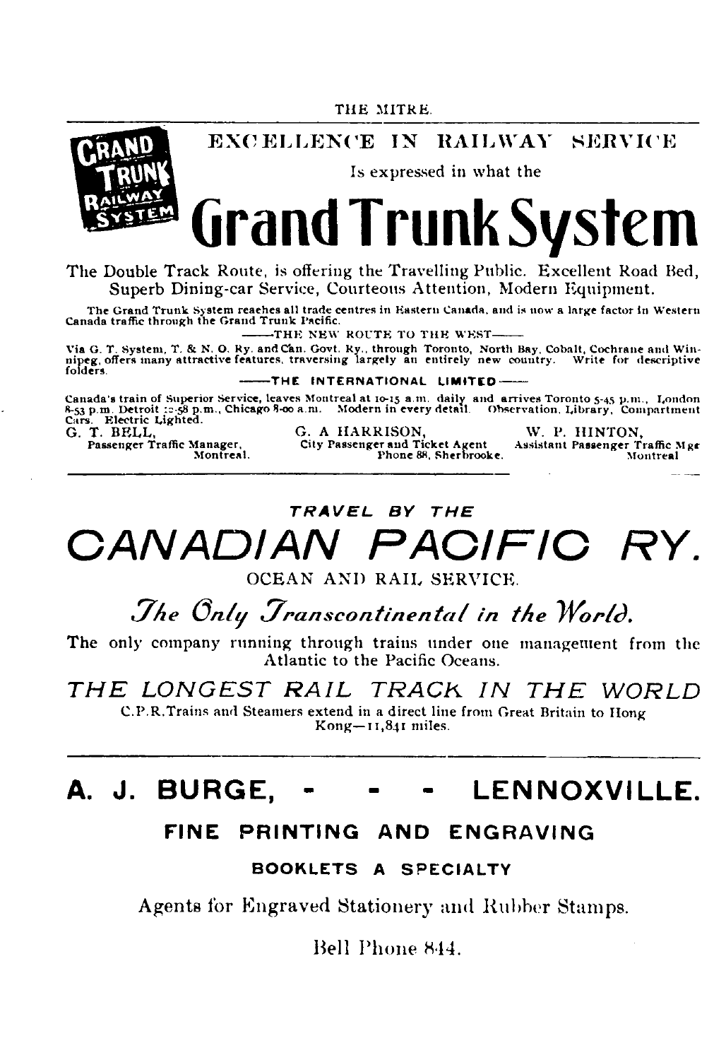GRAND TRUNK RAILWAY SYSTEM

## EXCELLENCE IN RAILWAY SERVICE

Is expressed in what the

# Grand Trunk System

The Double Track Route, is offering the Travelling Public. Excellent Road Bed, Superb Dining-car Service, Courteous Attention, Modern Equipment.

The Grand Trunk System reaches all trade centres in Eastern Canada, and is now a large factor in Western Canada traffic through the Grand Trunk Pacific.

——THE NEW ROUTE TO THE WEST——

Via G. T. System, T. & N. O. Ry. and Can. Govt. Ry., through Toronto, North Bay, Cobalt, Cochrane and Winnipeg, offers many attractive features, traversing largely an entirely new country. Write for descriptive folders.

——THE INTERNATIONAL LIMITED——

Canada's train of Superior Service, leaves Montreal at 10-15 a.m. daily and arrives Toronto 5-45 p.m., London 8-53 p.m. Detroit 10-58 p.m., Chicago 8-00 a.m. Modern in every detail. Observation, Library, Compartment Cars. Electric Lighted.

G. T. BELL, Passenger Traffic Manager, Montreal.

G. A. HARRISON, City Passenger and Ticket Agent Phone 88, Sherbrooke.

W. P. HINTON, Assistant Passenger Traffic Mgr Montreal

---

**TRAVEL BY THE**

# CANADIAN PACIFIC RY.

OCEAN AND RAIL SERVICE.

*The Only Transcontinental in the World.*

The only company running through trains under one management from the Atlantic to the Pacific Oceans.

## THE LONGEST RAIL TRACK IN THE WORLD

C.P.R. Trains and Steamers extend in a direct line from Great Britain to Hong Kong—11,841 miles.

---

# A. J. BURGE, - - - LENNOXVILLE.

## FINE PRINTING AND ENGRAVING

### BOOKLETS A SPECIALTY

Agents for Engraved Stationery and Rubber Stamps.

Bell Phone 844.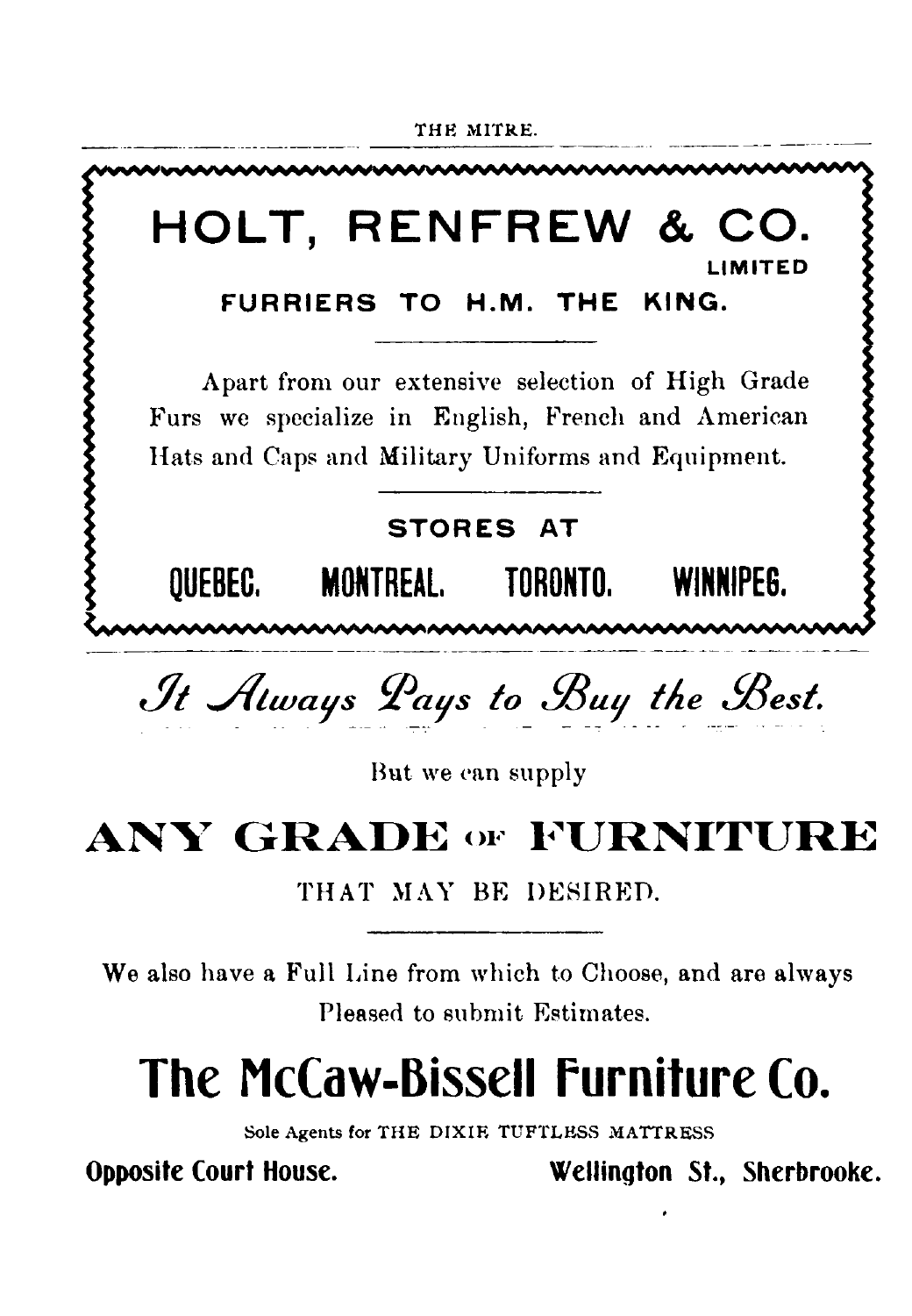# HOLT, RENFREW & CO.

LIMITED

## FURRIERS TO H.M. THE KING.

---

Apart from our extensive selection of High Grade Furs we specialize in English, French and American Hats and Caps and Military Uniforms and Equipment.

---

**STORES AT**

**QUEBEC. MONTREAL. TORONTO. WINNIPEG.**

---

*It Always Pays to Buy the Best.*

But we can supply

# ANY GRADE OF FURNITURE

THAT MAY BE DESIRED.

---

We also have a Full Line from which to Choose, and are always Pleased to submit Estimates.

# The McCaw-Bissell Furniture Co.

Sole Agents for THE DIXIE TUFTLESS MATTRESS

**Opposite Court House.** **Wellington St., Sherbrooke.**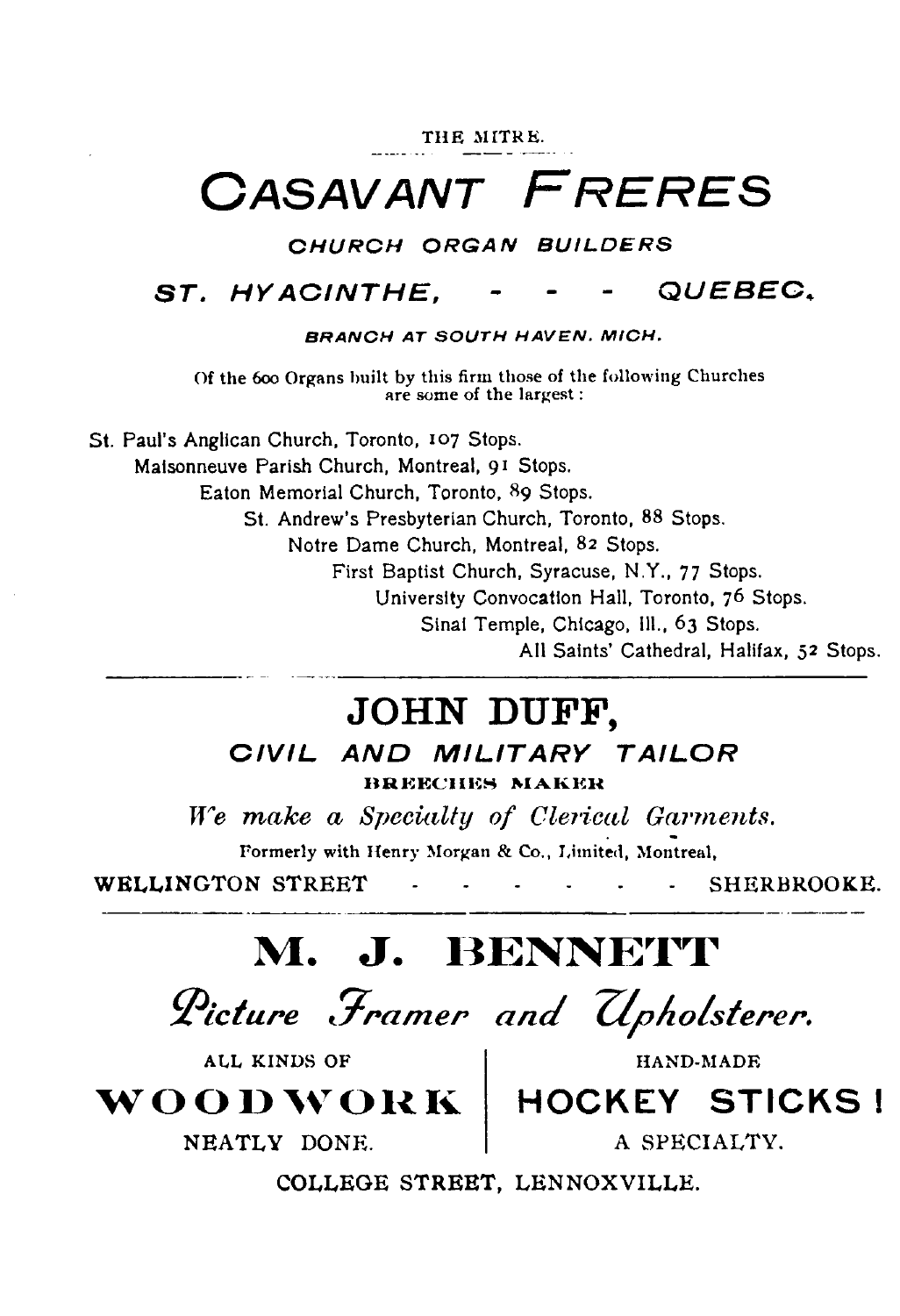# CASAVANT FRERES

**CHURCH ORGAN BUILDERS**

**ST. HYACINTHE, - - - QUEBEC.**

**BRANCH AT SOUTH HAVEN. MICH.**

Of the 600 Organs built by this firm those of the following Churches are some of the largest:

St. Paul's Anglican Church, Toronto, 107 Stops.
Maisonneuve Parish Church, Montreal, 91 Stops.
Eaton Memorial Church, Toronto, 89 Stops.
St. Andrew's Presbyterian Church, Toronto, 88 Stops.
Notre Dame Church, Montreal, 82 Stops.
First Baptist Church, Syracuse, N.Y., 77 Stops.
University Convocation Hall, Toronto, 76 Stops.
Sinai Temple, Chicago, Ill., 63 Stops.
All Saints' Cathedral, Halifax, 52 Stops.

---

# JOHN DUFF,

**CIVIL AND MILITARY TAILOR**

**BREECHES MAKER**

*We make a Specialty of Clerical Garments.*

Formerly with Henry Morgan & Co., Limited, Montreal,

WELLINGTON STREET - - - - - - - SHERBROOKE.

---

# M. J. BENNETT

*Picture Framer and Upholsterer.*

ALL KINDS OF **WOODWORK** NEATLY DONE.

HAND-MADE **HOCKEY STICKS!** A SPECIALTY.

COLLEGE STREET, LENNOXVILLE.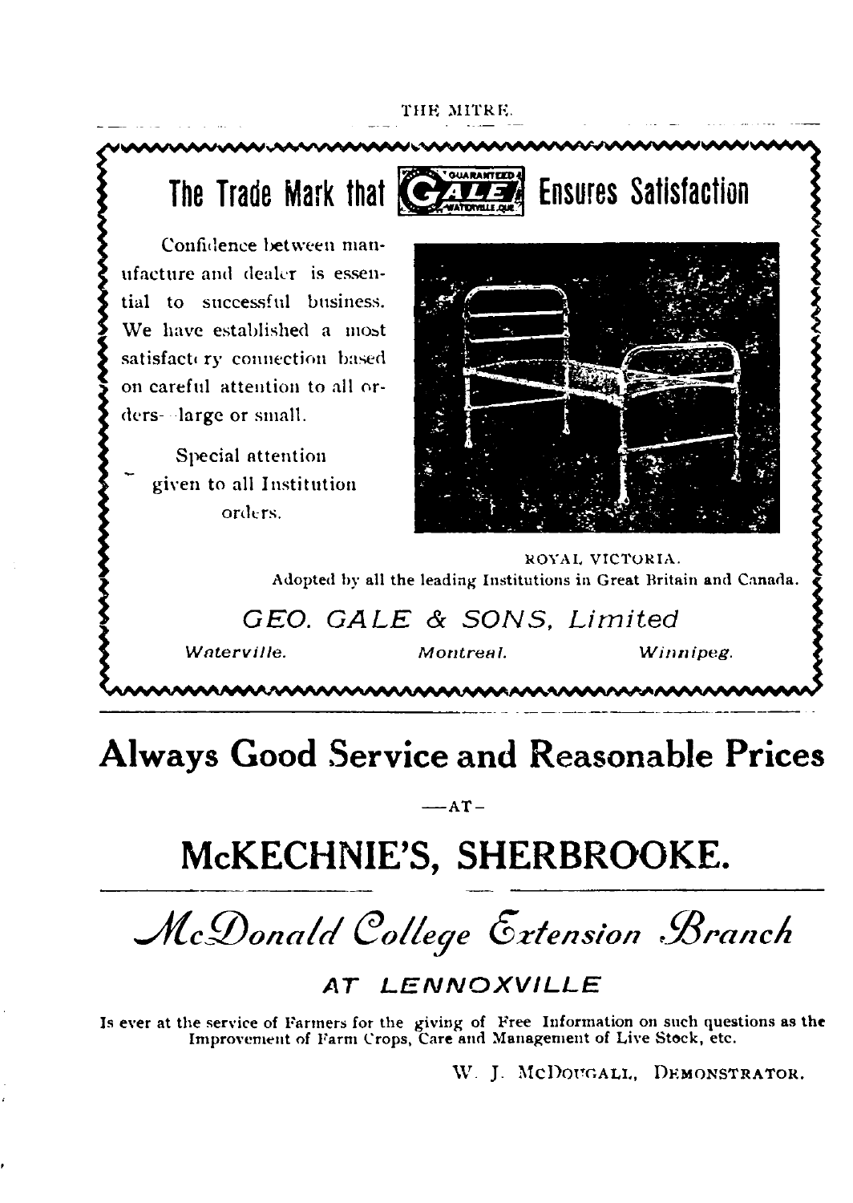## The Trade Mark that GALE Ensures Satisfaction

Confidence between manufacture and dealer is essential to successful business. We have established a most satisfactory connection based on careful attention to all orders—large or small.

Special attention given to all Institution orders.

ROYAL VICTORIA.

Adopted by all the leading Institutions in Great Britain and Canada.

*GEO. GALE & SONS, Limited*

*Waterville.* *Montreal.* *Winnipeg.*

---

# Always Good Service and Reasonable Prices

—AT—

# McKECHNIE'S, SHERBROOKE.

---

# *McDonald College Extension Branch*

## *AT LENNOXVILLE*

Is ever at the service of Farmers for the giving of Free Information on such questions as the Improvement of Farm Crops, Care and Management of Live Stock, etc.

W. J. McDOUGALL, DEMONSTRATOR.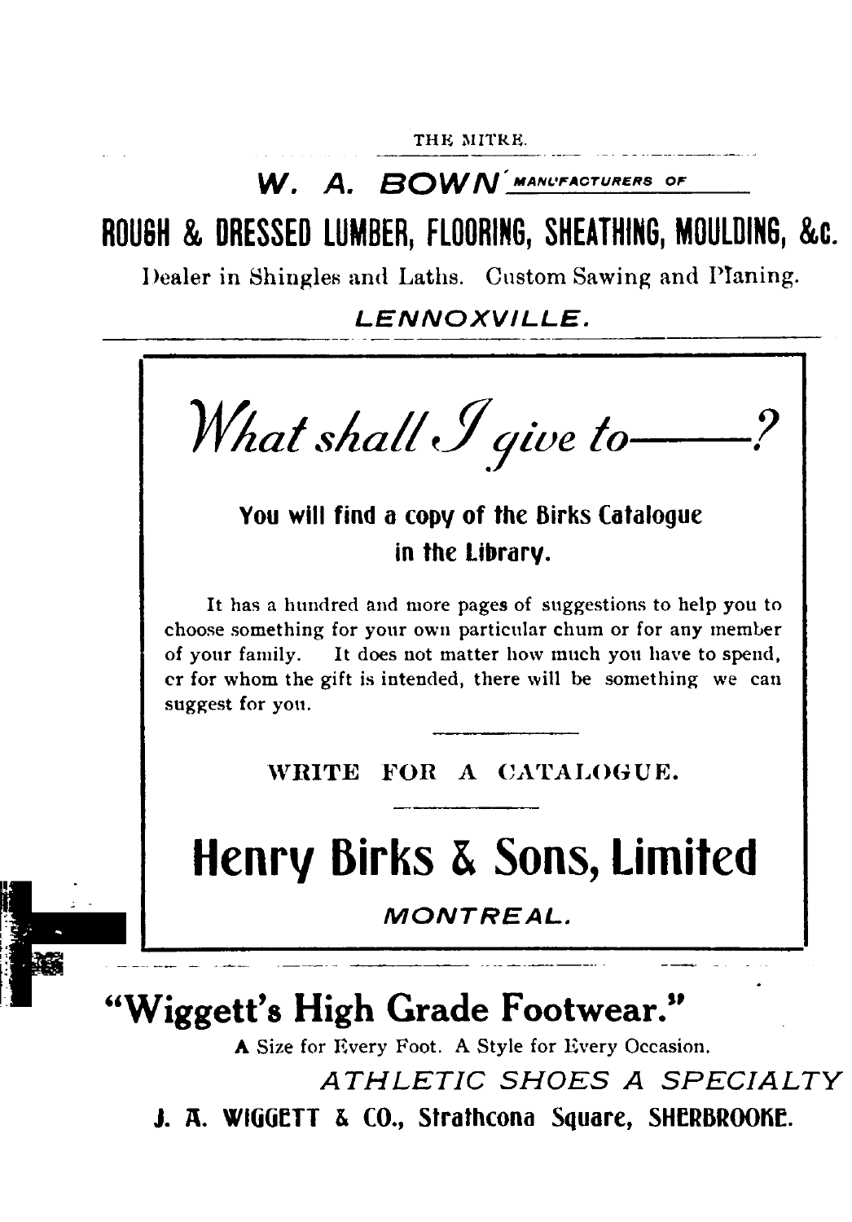**W. A. BOWN** MANUFACTURERS OF

## ROUGH & DRESSED LUMBER, FLOORING, SHEATHING, MOULDING, &c.

Dealer in Shingles and Laths. Custom Sawing and Planing.

*LENNOXVILLE.*

---

# *What shall I give to——?*

**You will find a copy of the Birks Catalogue in the Library.**

It has a hundred and more pages of suggestions to help you to choose something for your own particular chum or for any member of your family. It does not matter how much you have to spend, or for whom the gift is intended, there will be something we can suggest for you.

WRITE FOR A CATALOGUE.

# Henry Birks & Sons, Limited

*MONTREAL.*

---

## "Wiggett's High Grade Footwear."

A Size for Every Foot. A Style for Every Occasion.

*ATHLETIC SHOES A SPECIALTY*

**J. A. WIGGETT & CO., Strathcona Square, SHERBROOKE.**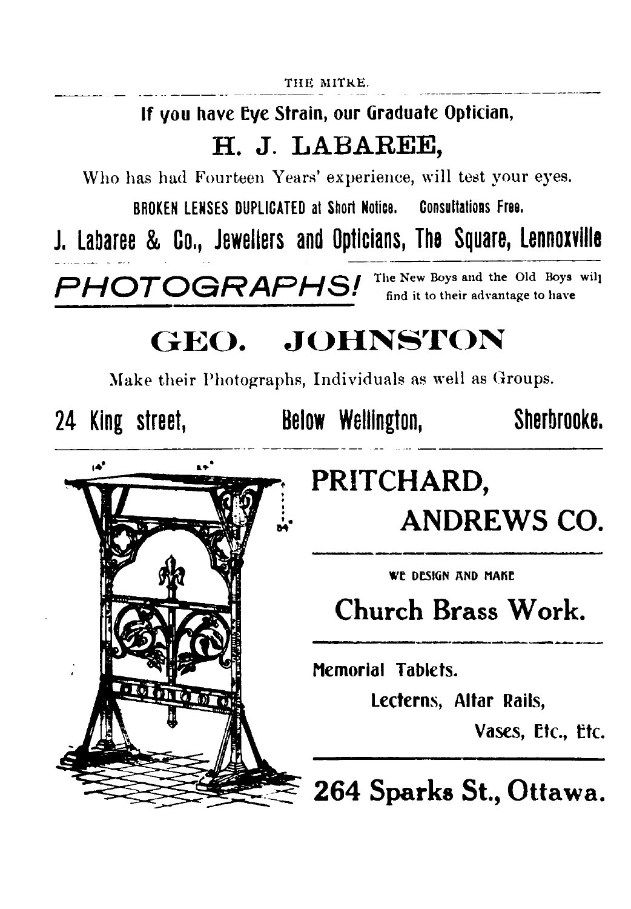If you have Eye Strain, our Graduate Optician,

## H. J. LABAREE,

Who has had Fourteen Years' experience, will test your eyes.

BROKEN LENSES DUPLICATED at Short Notice. Consultations Free.

**J. Labaree & Co., Jewellers and Opticians, The Square, Lennoxville**

---

***PHOTOGRAPHS!*** The New Boys and the Old Boys will find it to their advantage to have

## GEO. JOHNSTON

Make their Photographs, Individuals as well as Groups.

**24 King street, Below Wellington, Sherbrooke.**

---

## PRITCHARD, ANDREWS CO.

WE DESIGN AND MAKE

### Church Brass Work.

Memorial Tablets.

Lecterns, Altar Rails,

Vases, Etc., Etc.

**264 Sparks St., Ottawa.**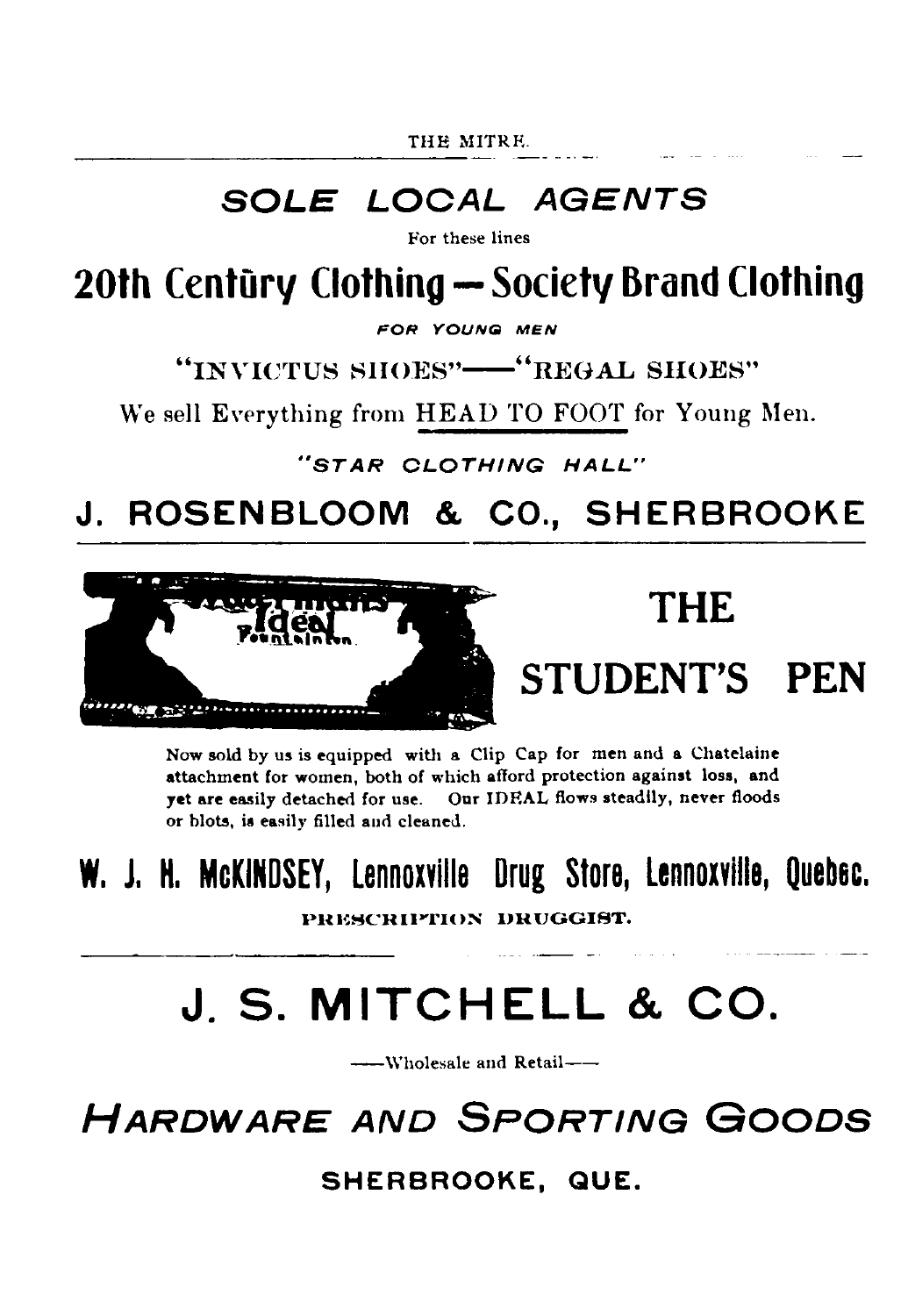## SOLE LOCAL AGENTS

For these lines

# 20th Century Clothing — Society Brand Clothing

*FOR YOUNG MEN*

"INVICTUS SHOES"——"REGAL SHOES"

We sell Everything from HEAD TO FOOT for Young Men.

*"STAR CLOTHING HALL"*

## J. ROSENBLOOM & CO., SHERBROOKE

---

## THE STUDENT'S PEN

Now sold by us is equipped with a Clip Cap for men and a Chatelaine attachment for women, both of which afford protection against loss, and yet are easily detached for use. Our IDEAL flows steadily, never floods or blots, is easily filled and cleaned.

## W. J. H. McKINDSEY, Lennoxville Drug Store, Lennoxville, Quebec.

PRESCRIPTION DRUGGIST.

---

# J. S. MITCHELL & CO.

——Wholesale and Retail——

## *HARDWARE AND SPORTING GOODS*

SHERBROOKE, QUE.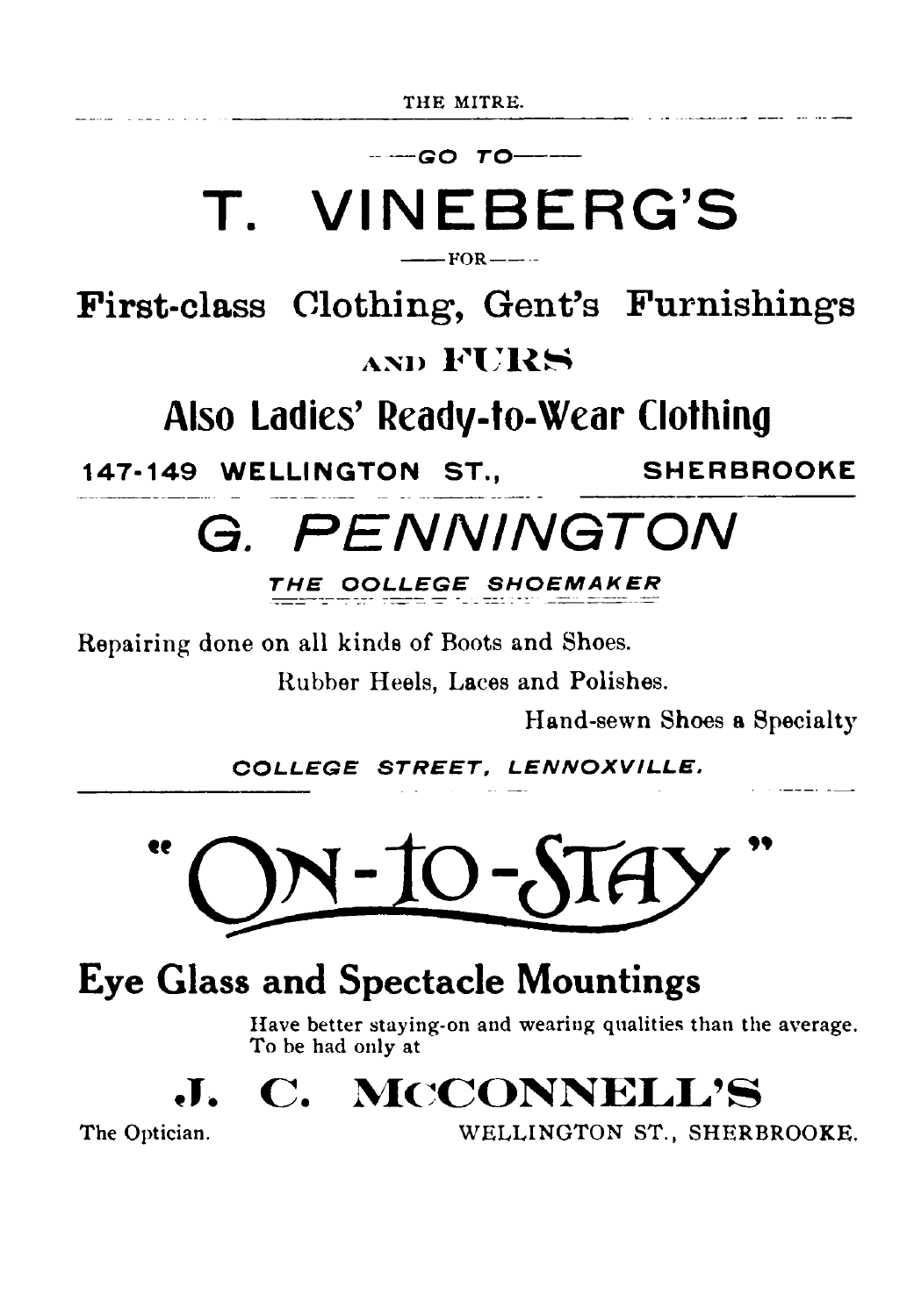—GO TO—

# T. VINEBERG'S

—FOR—

## First-class Clothing, Gent's Furnishings AND FURS

## Also Ladies' Ready-to-Wear Clothing

**147-149 WELLINGTON ST., SHERBROOKE**

---

# *G. PENNINGTON*

***THE OOLLEGE SHOEMAKER***

Repairing done on all kinds of Boots and Shoes.

Rubber Heels, Laces and Polishes.

Hand-sewn Shoes a Specialty

*COLLEGE STREET, LENNOXVILLE.*

---

# "ON-TO-STAY"

## Eye Glass and Spectacle Mountings

Have better staying-on and wearing qualities than the average. To be had only at

# J. C. McCONNELL'S

The Optician. WELLINGTON ST., SHERBROOKE.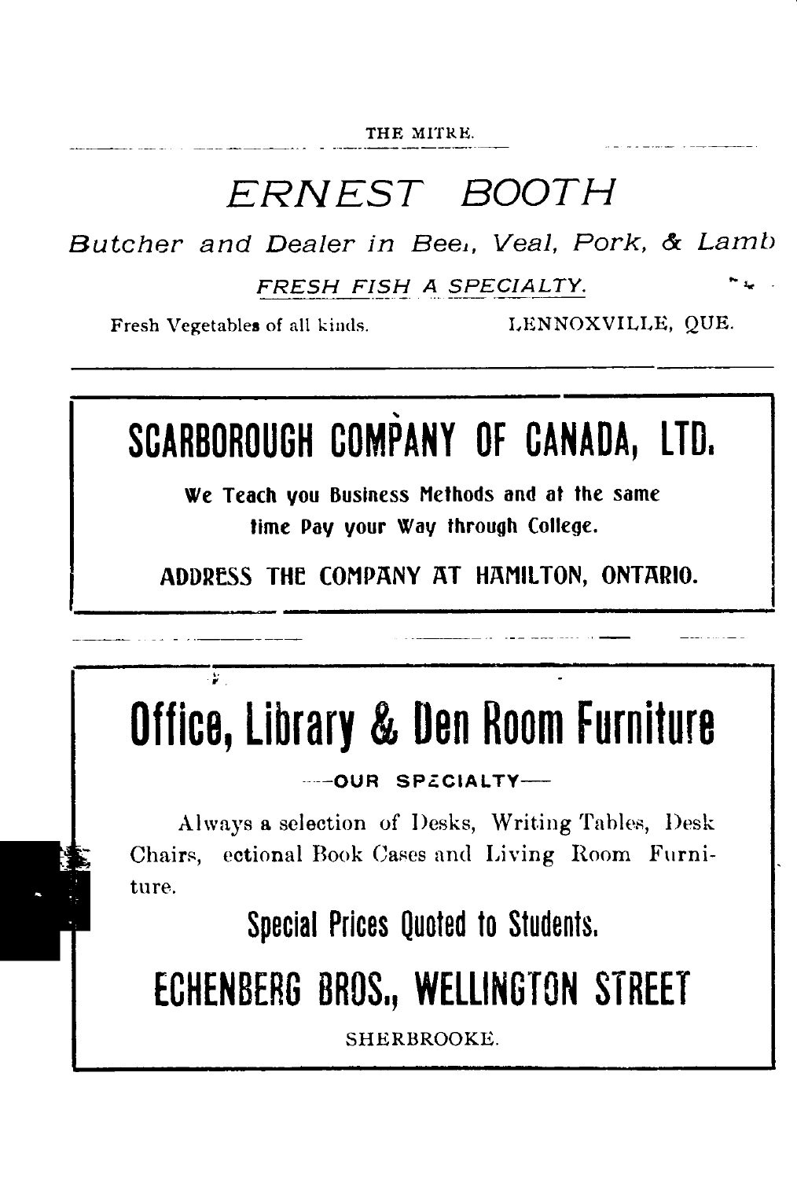# ERNEST BOOTH

*Butcher and Dealer in Bee₁, Veal, Pork, & Lamb*

*FRESH FISH A SPECIALTY.*

Fresh Vegetables of all kinds. LENNOXVILLE, QUE.

---

# SCARBOROUGH COMPANY OF CANADA, LTD.

**We Teach you Business Methods and at the same time Pay your Way through College.**

**ADDRESS THE COMPANY AT HAMILTON, ONTARIO.**

---

# Office, Library & Den Room Furniture

**—OUR SPECIALTY—**

Always a selection of Desks, Writing Tables, Desk Chairs, ectional Book Cases and Living Room Furniture.

**Special Prices Quoted to Students.**

## ECHENBERG BROS., WELLINGTON STREET

SHERBROOKE.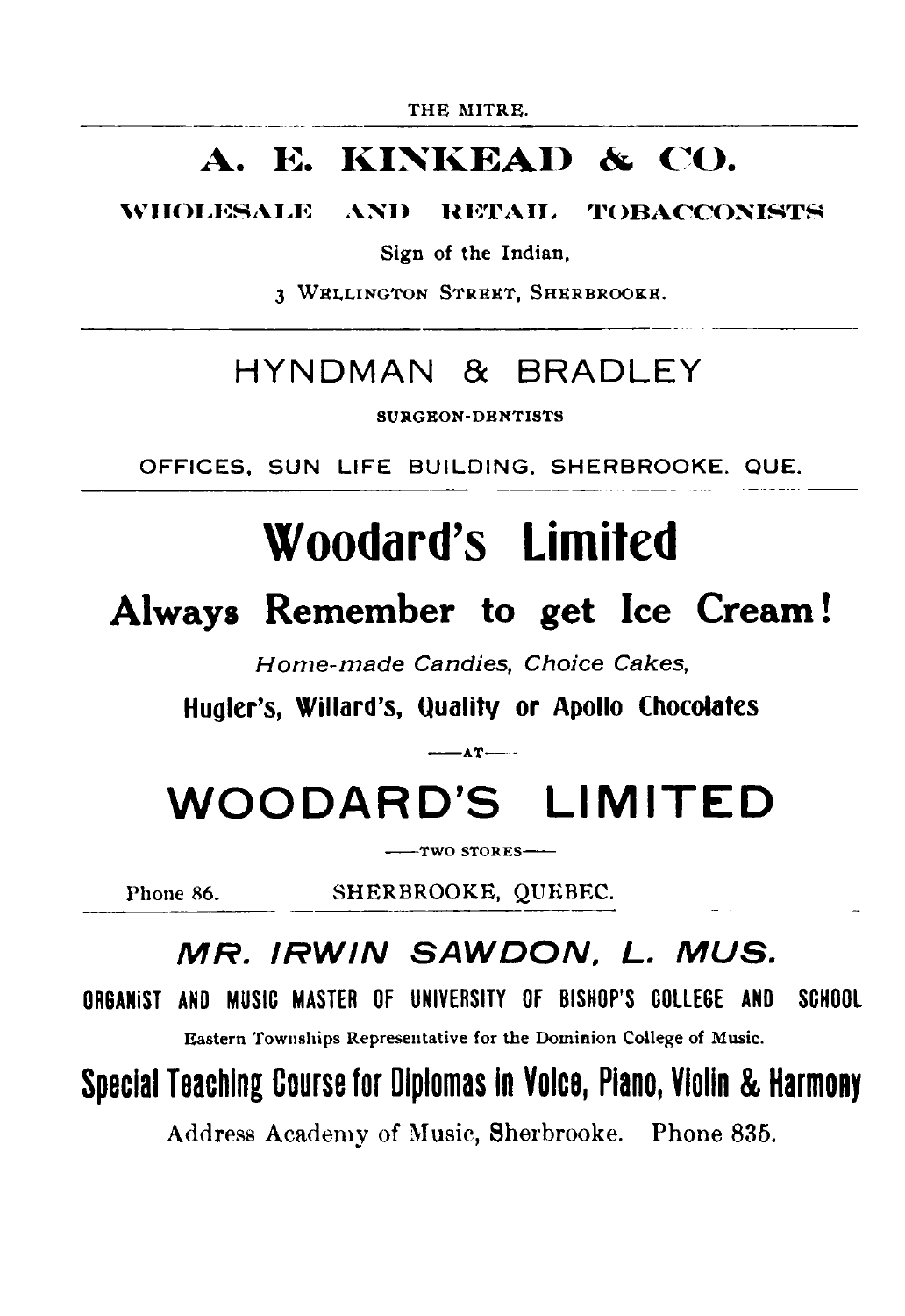## A. E. KINKEAD & CO.

WHOLESALE AND RETAIL TOBACCONISTS

Sign of the Indian,

3 WELLINGTON STREET, SHERBROOKE.

---

## HYNDMAN & BRADLEY

SURGEON-DENTISTS

OFFICES, SUN LIFE BUILDING, SHERBROOKE, QUE.

---

# Woodard's Limited

## Always Remember to get Ice Cream!

*Home-made Candies, Choice Cakes,*

**Hugler's, Willard's, Quality or Apollo Chocolates**

—AT—

## WOODARD'S LIMITED

—TWO STORES—

Phone 86. SHERBROOKE, QUEBEC.

---

## *MR. IRWIN SAWDON, L. MUS.*

**ORGANIST AND MUSIC MASTER OF UNIVERSITY OF BISHOP'S COLLEGE AND SCHOOL**

Eastern Townships Representative for the Dominion College of Music.

**Special Teaching Course for Diplomas in Voice, Piano, Violin & Harmony**

Address Academy of Music, Sherbrooke. Phone 835.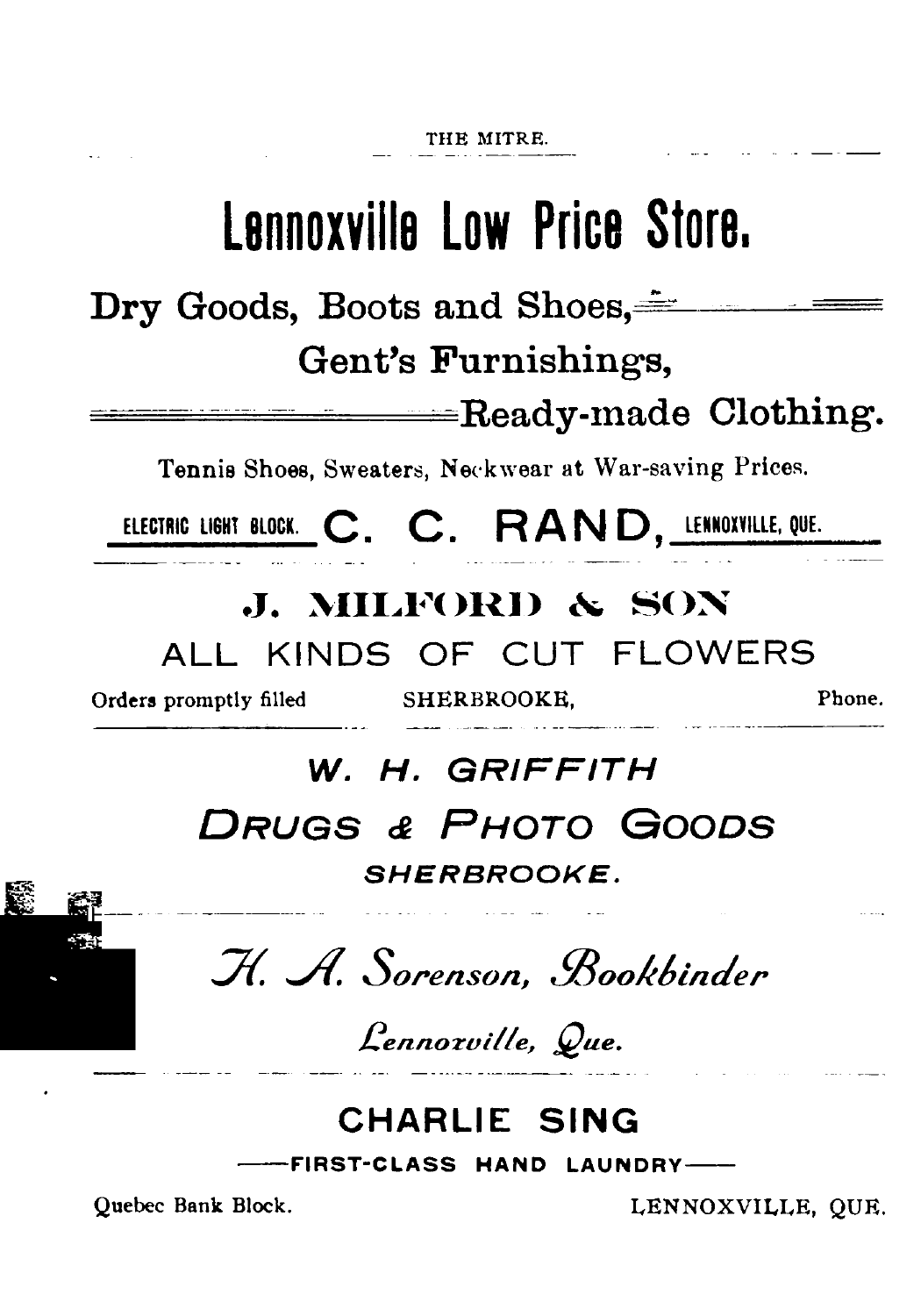# Lennoxville Low Price Store.

**Dry Goods, Boots and Shoes,**

**Gent's Furnishings,**

**Ready-made Clothing.**

Tennis Shoes, Sweaters, Neckwear at War-saving Prices.

ELECTRIC LIGHT BLOCK. **C. C. RAND,** LENNOXVILLE, QUE.

---

## J. MILFORD & SON

ALL KINDS OF CUT FLOWERS

Orders promptly filled SHERBROOKE, Phone.

---

## *W. H. GRIFFITH*

***DRUGS & PHOTO GOODS***

***SHERBROOKE.***

---

*H. A. Sorenson, Bookbinder*

*Lennoxville, Que.*

---

## CHARLIE SING

**——FIRST-CLASS HAND LAUNDRY——**

Quebec Bank Block. LENNOXVILLE, QUE.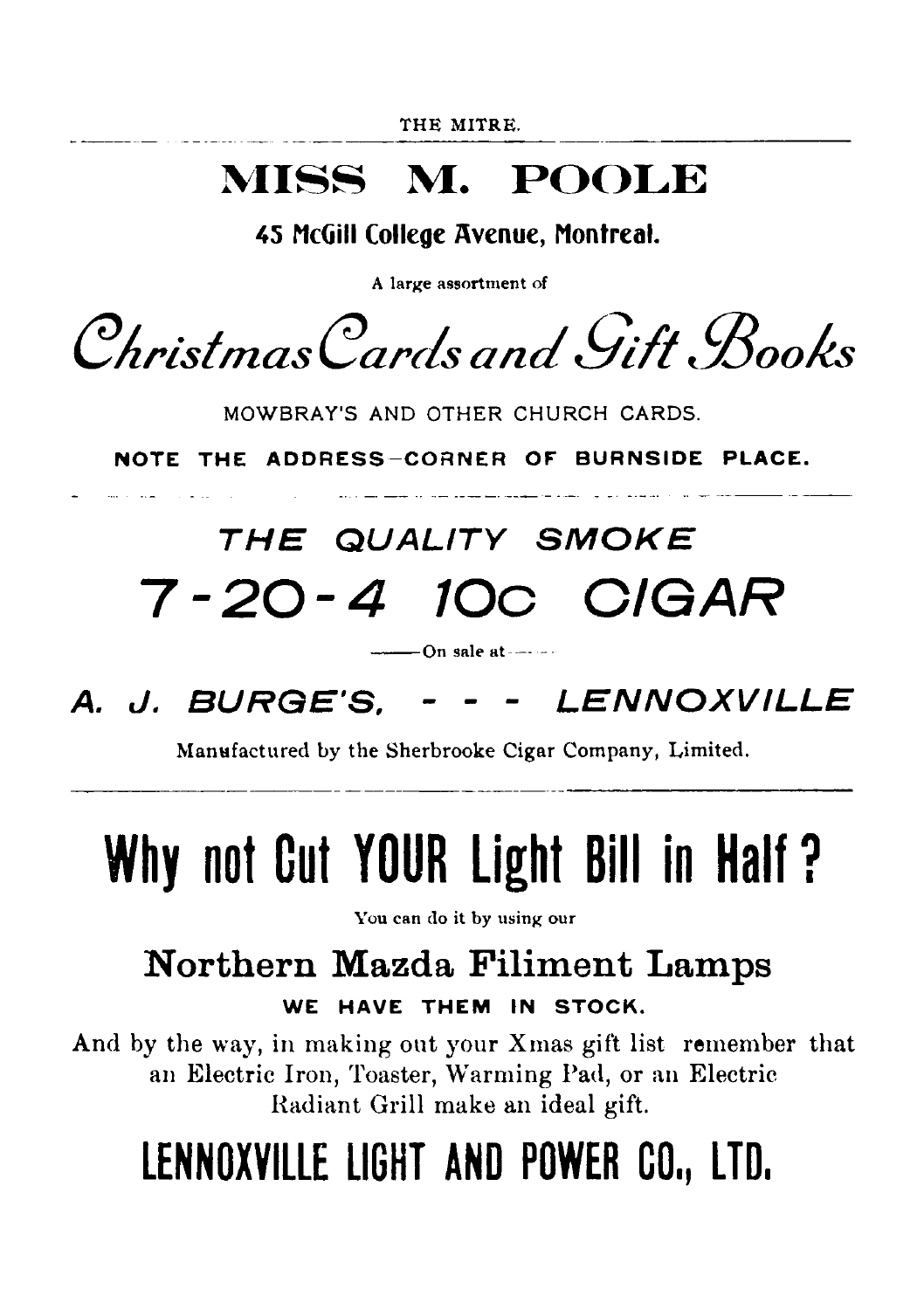# MISS M. POOLE

**45 McGill College Avenue, Montreal.**

A large assortment of

## *Christmas Cards and Gift Books*

MOWBRAY'S AND OTHER CHURCH CARDS.

**NOTE THE ADDRESS—CORNER OF BURNSIDE PLACE.**

---

## *THE QUALITY SMOKE*

# *7-20-4 10c CIGAR*

—On sale at—

## *A. J. BURGE'S, - - - LENNOXVILLE*

Manufactured by the Sherbrooke Cigar Company, Limited.

---

# Why not Cut YOUR Light Bill in Half?

You can do it by using our

## Northern Mazda Filiment Lamps

**WE HAVE THEM IN STOCK.**

And by the way, in making out your Xmas gift list remember that an Electric Iron, Toaster, Warming Pad, or an Electric Radiant Grill make an ideal gift.

# LENNOXVILLE LIGHT AND POWER CO., LTD.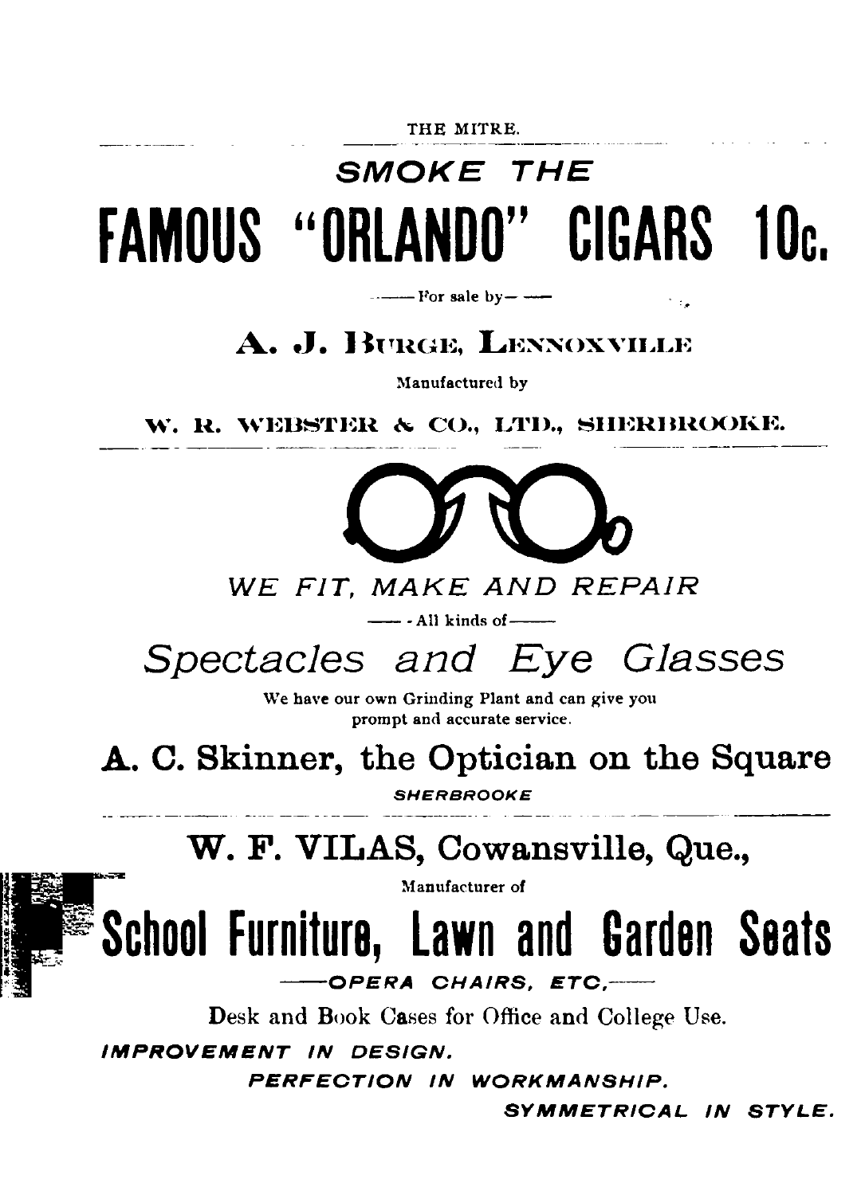SMOKE THE

# FAMOUS "ORLANDO" CIGARS 10c.

—For sale by—

## A. J. BURGE, LENNOXVILLE

Manufactured by

**W. R. WEBSTER & CO., LTD., SHERBROOKE.**

---

*WE FIT, MAKE AND REPAIR*

— All kinds of —

## *Spectacles and Eye Glasses*

We have our own Grinding Plant and can give you prompt and accurate service.

## A. C. Skinner, the Optician on the Square

***SHERBROOKE***

---

## W. F. VILAS, Cowansville, Que.,

Manufacturer of

# School Furniture, Lawn and Garden Seats

—***OPERA CHAIRS, ETC,***—

Desk and Book Cases for Office and College Use.

***IMPROVEMENT IN DESIGN.***

***PERFECTION IN WORKMANSHIP.***

***SYMMETRICAL IN STYLE.***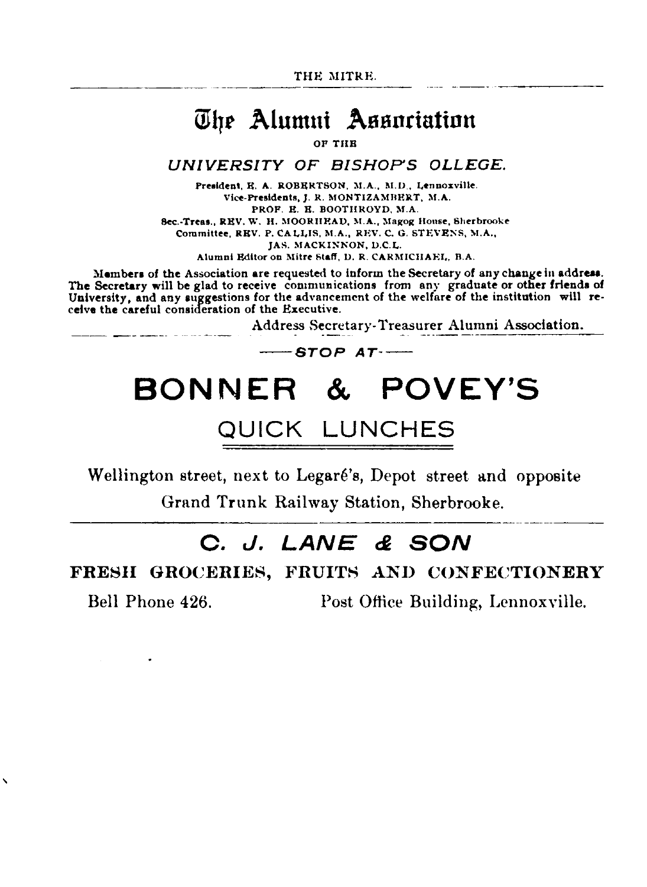# The Alumni Association

OF THE

*UNIVERSITY OF BISHOP'S OLLEGE.*

President, E. A. ROBERTSON, M.A., M.D., Lennoxville.
Vice-Presidents, J. R. MONTIZAMBERT, M.A.
PROF. E. E. BOOTHROYD, M.A.
Sec.-Treas., REV. W. H. MOORHEAD, M.A., Magog House, Sherbrooke
Committee, REV. P. CALLIS, M.A., REV. C. G. STEVENS, M.A.,
JAS. MACKINNON, D.C.L.
Alumni Editor on Mitre Staff, D. R. CARMICHAEL, B.A.

**Members of the Association are requested to inform the Secretary of any change in address. The Secretary will be glad to receive communications from any graduate or other friends of University, and any suggestions for the advancement of the welfare of the institution will receive the careful consideration of the Executive.**

Address Secretary-Treasurer Alumni Association.

---

*—STOP AT—*

# BONNER & POVEY'S

## QUICK LUNCHES

Wellington street, next to Legaré's, Depot street and opposite Grand Trunk Railway Station, Sherbrooke.

---

## *C. J. LANE & SON*

**FRESH GROCERIES, FRUITS AND CONFECTIONERY**

Bell Phone 426. Post Office Building, Lennoxville.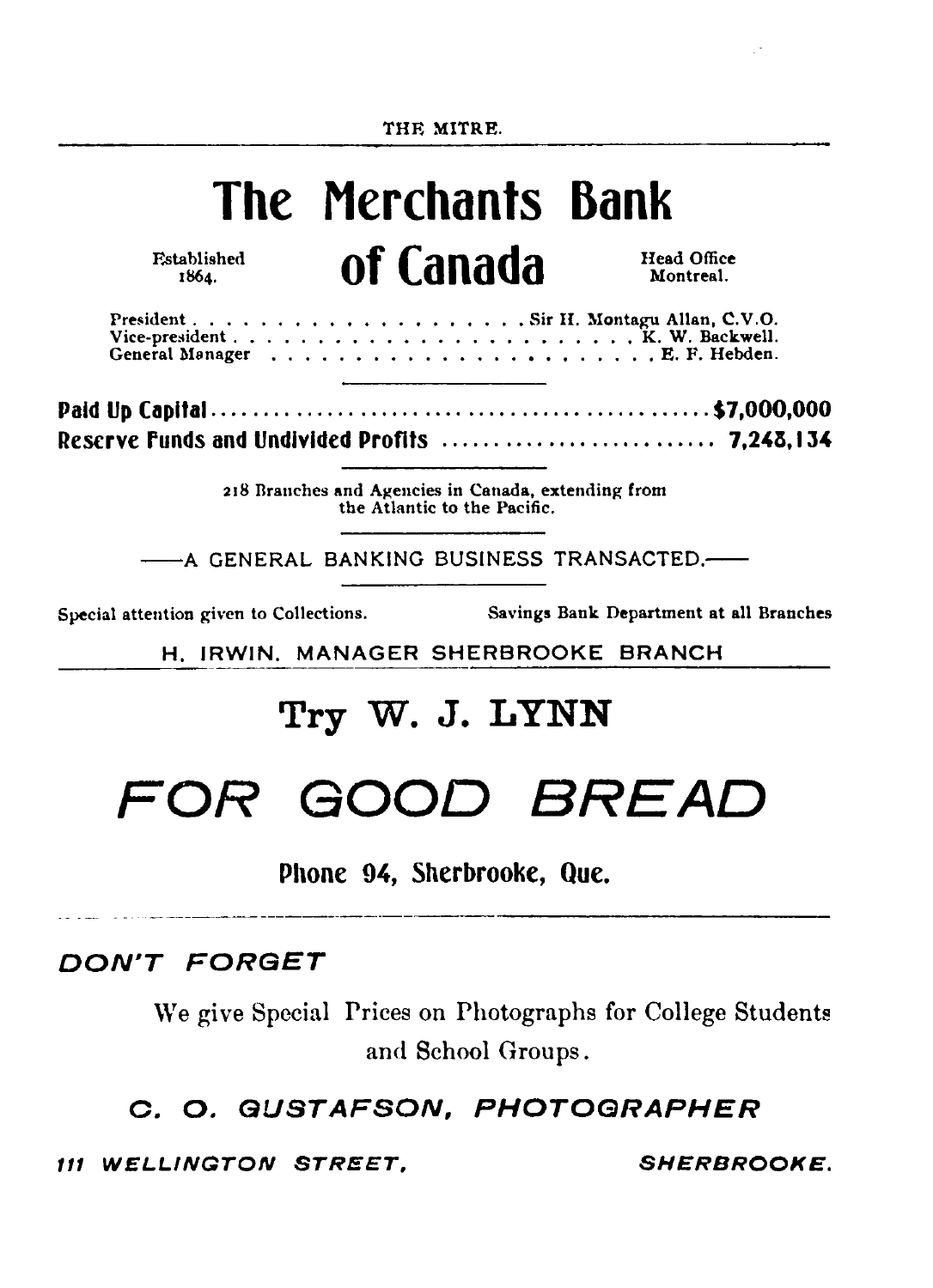# The Merchants Bank of Canada

Established 1864. Head Office Montreal.

President . . . . . . . . . . . . . . . . . . . . Sir H. Montagu Allan, C.V.O.
Vice-president . . . . . . . . . . . . . . . . . . . . . . . . K. W. Backwell.
General Manager . . . . . . . . . . . . . . . . . . . . . . . . E. F. Hebden.

---

**Paid Up Capital**............................................**$7,000,000**
**Reserve Funds and Undivided Profits** ........................ **7,248,134**

---

218 Branches and Agencies in Canada, extending from the Atlantic to the Pacific.

---

——A GENERAL BANKING BUSINESS TRANSACTED.——

---

Special attention given to Collections. Savings Bank Department at all Branches

H. IRWIN. MANAGER SHERBROOKE BRANCH

---

## Try W. J. LYNN

# *FOR GOOD BREAD*

**Phone 94, Sherbrooke, Que.**

---

***DON'T FORGET***

We give Special Prices on Photographs for College Students and School Groups.

***C. O. GUSTAFSON, PHOTOGRAPHER***

***111 WELLINGTON STREET, SHERBROOKE.***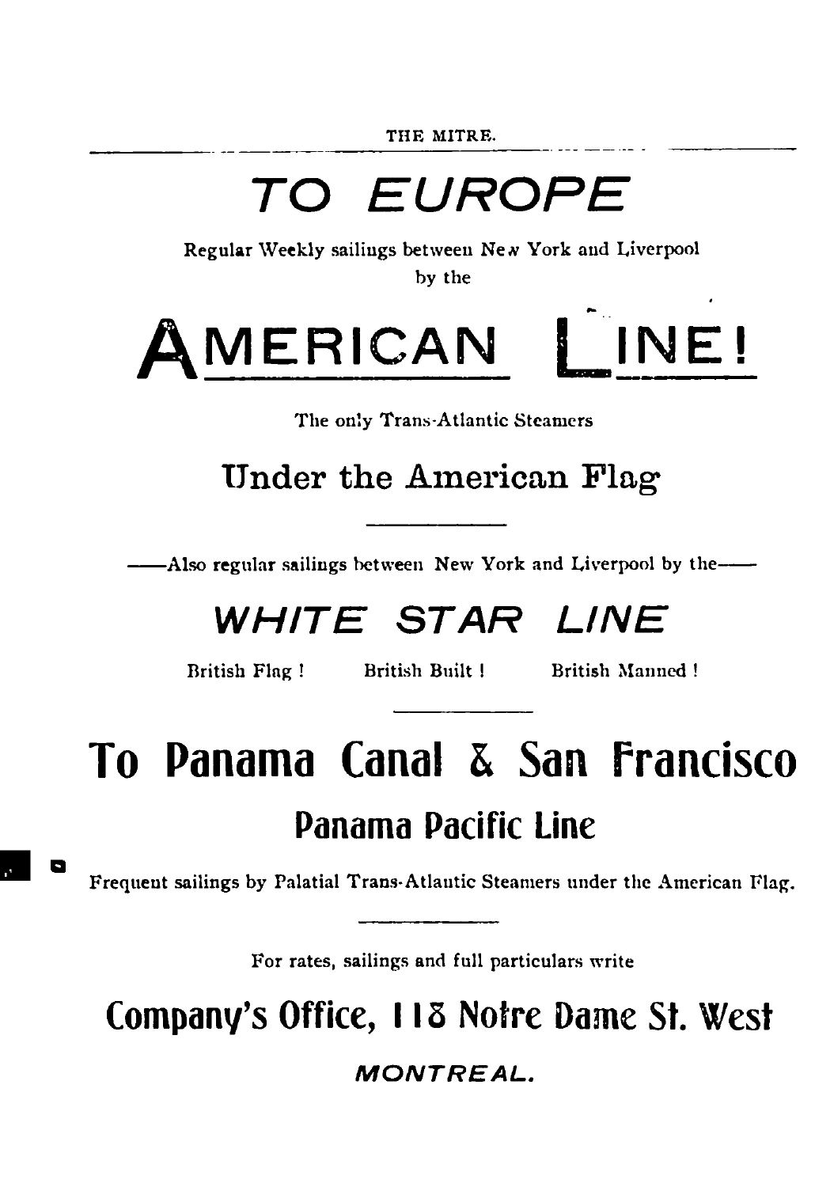# TO EUROPE

Regular Weekly sailings between New York and Liverpool by the

# AMERICAN LINE!

The only Trans-Atlantic Steamers

## Under the American Flag

——Also regular sailings between New York and Liverpool by the——

## *WHITE STAR LINE*

British Flag ! British Built ! British Manned !

# To Panama Canal & San Francisco

## Panama Pacific Line

Frequent sailings by Palatial Trans-Atlantic Steamers under the American Flag.

For rates, sailings and full particulars write

## Company's Office, 118 Notre Dame St. West

***MONTREAL.***